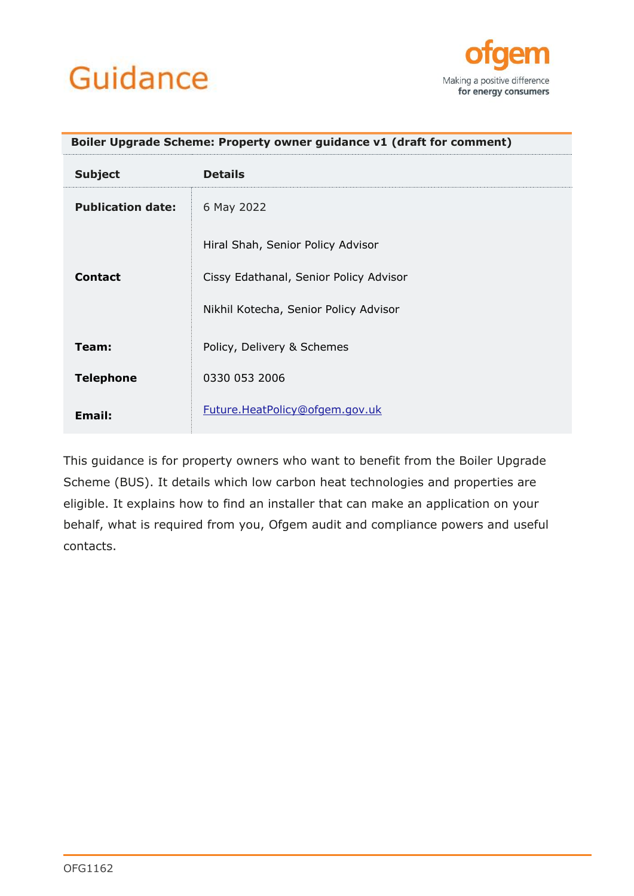# Guidance

ofgem
Making a positive difference
for energy consumers

| Boiler Upgrade Scheme: Property owner guidance v1 (draft for comment) | |
|---|---|
| **Subject** | **Details** |
| **Publication date:** | 6 May 2022 |
| **Contact** | Hiral Shah, Senior Policy Advisor<br>Cissy Edathanal, Senior Policy Advisor<br>Nikhil Kotecha, Senior Policy Advisor |
| **Team:** | Policy, Delivery & Schemes |
| **Telephone** | 0330 053 2006 |
| **Email:** | Future.HeatPolicy@ofgem.gov.uk |

This guidance is for property owners who want to benefit from the Boiler Upgrade Scheme (BUS). It details which low carbon heat technologies and properties are eligible. It explains how to find an installer that can make an application on your behalf, what is required from you, Ofgem audit and compliance powers and useful contacts.

OFG1162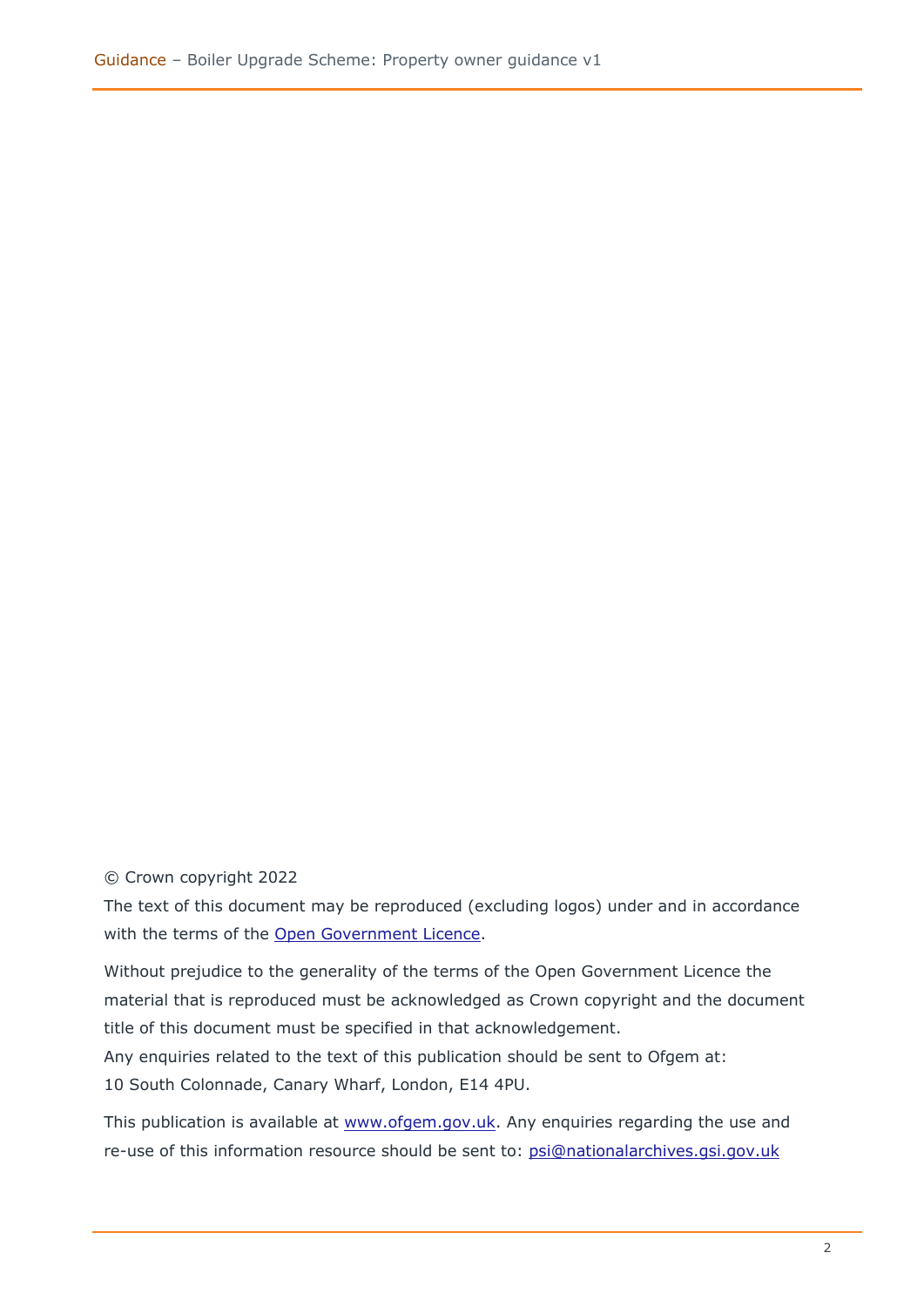© Crown copyright 2022

The text of this document may be reproduced (excluding logos) under and in accordance with the terms of the Open Government Licence.

Without prejudice to the generality of the terms of the Open Government Licence the material that is reproduced must be acknowledged as Crown copyright and the document title of this document must be specified in that acknowledgement.
Any enquiries related to the text of this publication should be sent to Ofgem at:
10 South Colonnade, Canary Wharf, London, E14 4PU.

This publication is available at www.ofgem.gov.uk. Any enquiries regarding the use and re-use of this information resource should be sent to: psi@nationalarchives.gsi.gov.uk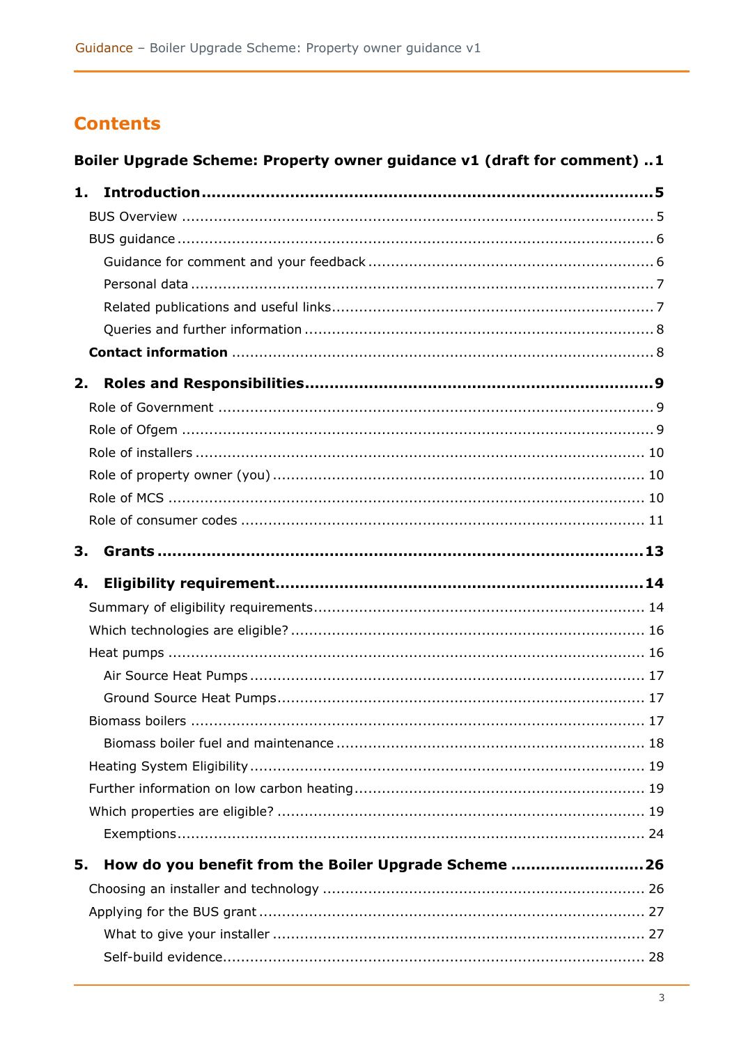# Contents

**Boiler Upgrade Scheme: Property owner guidance v1 (draft for comment) ..1**

**1. Introduction ..........5**

- BUS Overview .......... 5
- BUS guidance .......... 6
  - Guidance for comment and your feedback .......... 6
  - Personal data .......... 7
  - Related publications and useful links .......... 7
  - Queries and further information .......... 8
- **Contact information** .......... 8

**2. Roles and Responsibilities ..........9**

- Role of Government .......... 9
- Role of Ofgem .......... 9
- Role of installers .......... 10
- Role of property owner (you) .......... 10
- Role of MCS .......... 10
- Role of consumer codes .......... 11

**3. Grants ..........13**

**4. Eligibility requirement ..........14**

- Summary of eligibility requirements .......... 14
- Which technologies are eligible? .......... 16
- Heat pumps .......... 16
  - Air Source Heat Pumps .......... 17
  - Ground Source Heat Pumps .......... 17
- Biomass boilers .......... 17
  - Biomass boiler fuel and maintenance .......... 18
- Heating System Eligibility .......... 19
- Further information on low carbon heating .......... 19
- Which properties are eligible? .......... 19
  - Exemptions .......... 24

**5. How do you benefit from the Boiler Upgrade Scheme ..........26**

- Choosing an installer and technology .......... 26
- Applying for the BUS grant .......... 27
  - What to give your installer .......... 27
  - Self-build evidence .......... 28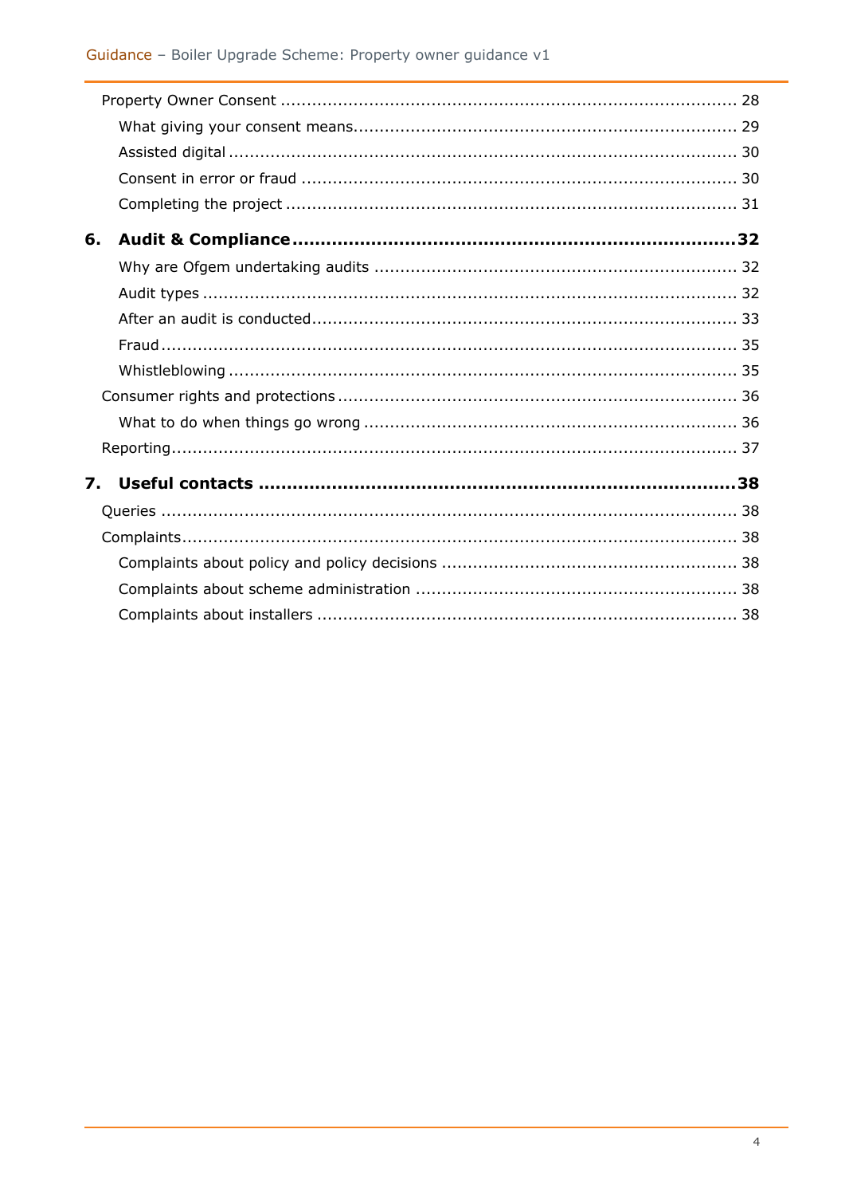Property Owner Consent ........................................................................................ 28

What giving your consent means......................................................................... 29

Assisted digital .................................................................................................. 30

Consent in error or fraud .................................................................................... 30

Completing the project ....................................................................................... 31

**6. Audit & Compliance ..............................................................................32**

Why are Ofgem undertaking audits ..................................................................... 32

Audit types ........................................................................................................ 32

After an audit is conducted.................................................................................. 33

Fraud ................................................................................................................. 35

Whistleblowing ................................................................................................... 35

Consumer rights and protections ............................................................................. 36

What to do when things go wrong ....................................................................... 36

Reporting................................................................................................................ 37

**7. Useful contacts .......................................................................................38**

Queries ................................................................................................................. 38

Complaints.............................................................................................................. 38

Complaints about policy and policy decisions ......................................................... 38

Complaints about scheme administration .............................................................. 38

Complaints about installers .................................................................................. 38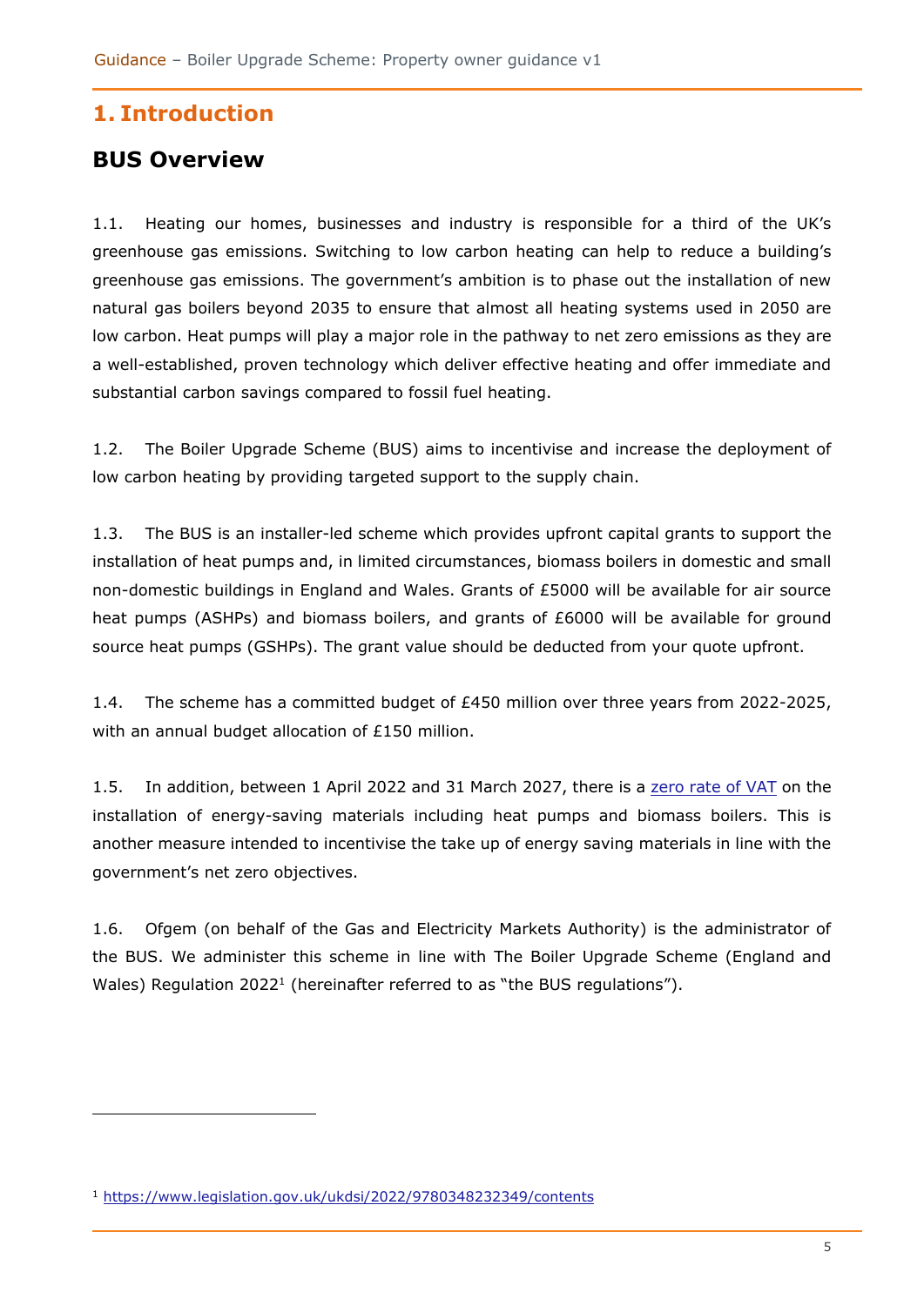# 1. Introduction

## BUS Overview

1.1. Heating our homes, businesses and industry is responsible for a third of the UK's greenhouse gas emissions. Switching to low carbon heating can help to reduce a building's greenhouse gas emissions. The government's ambition is to phase out the installation of new natural gas boilers beyond 2035 to ensure that almost all heating systems used in 2050 are low carbon. Heat pumps will play a major role in the pathway to net zero emissions as they are a well-established, proven technology which deliver effective heating and offer immediate and substantial carbon savings compared to fossil fuel heating.

1.2. The Boiler Upgrade Scheme (BUS) aims to incentivise and increase the deployment of low carbon heating by providing targeted support to the supply chain.

1.3. The BUS is an installer-led scheme which provides upfront capital grants to support the installation of heat pumps and, in limited circumstances, biomass boilers in domestic and small non-domestic buildings in England and Wales. Grants of £5000 will be available for air source heat pumps (ASHPs) and biomass boilers, and grants of £6000 will be available for ground source heat pumps (GSHPs). The grant value should be deducted from your quote upfront.

1.4. The scheme has a committed budget of £450 million over three years from 2022-2025, with an annual budget allocation of £150 million.

1.5. In addition, between 1 April 2022 and 31 March 2027, there is a zero rate of VAT on the installation of energy-saving materials including heat pumps and biomass boilers. This is another measure intended to incentivise the take up of energy saving materials in line with the government's net zero objectives.

1.6. Ofgem (on behalf of the Gas and Electricity Markets Authority) is the administrator of the BUS. We administer this scheme in line with The Boiler Upgrade Scheme (England and Wales) Regulation 2022[1] (hereinafter referred to as "the BUS regulations").

---

[1] https://www.legislation.gov.uk/ukdsi/2022/9780348232349/contents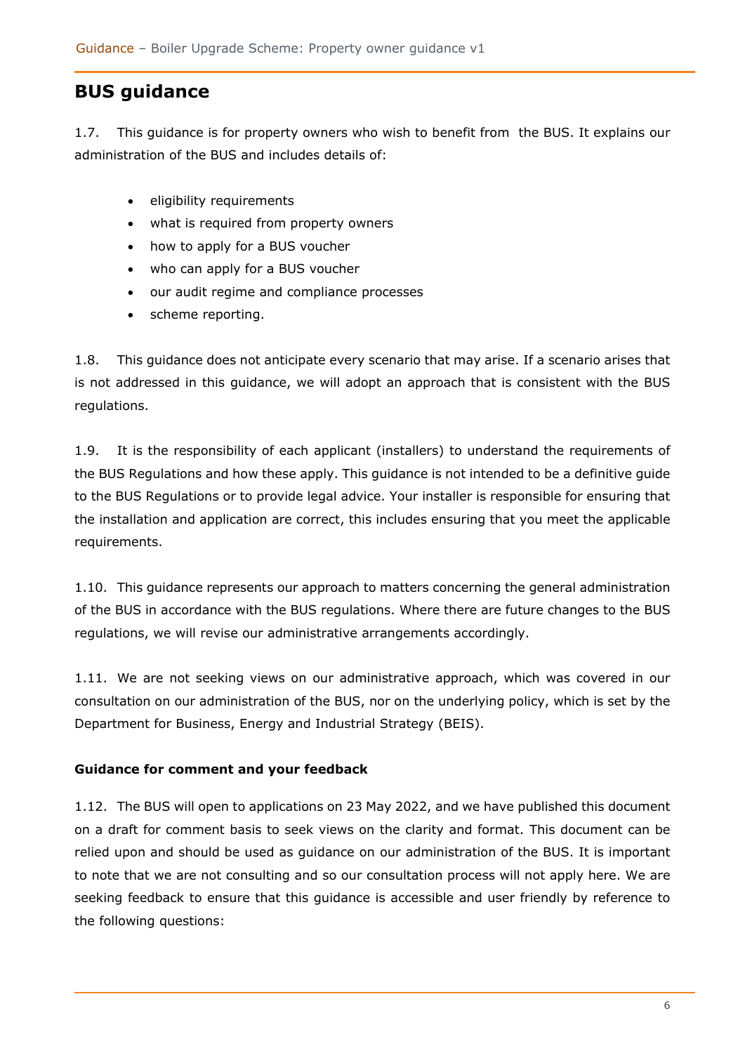## BUS guidance

1.7. This guidance is for property owners who wish to benefit from the BUS. It explains our administration of the BUS and includes details of:

- eligibility requirements
- what is required from property owners
- how to apply for a BUS voucher
- who can apply for a BUS voucher
- our audit regime and compliance processes
- scheme reporting.

1.8. This guidance does not anticipate every scenario that may arise. If a scenario arises that is not addressed in this guidance, we will adopt an approach that is consistent with the BUS regulations.

1.9. It is the responsibility of each applicant (installers) to understand the requirements of the BUS Regulations and how these apply. This guidance is not intended to be a definitive guide to the BUS Regulations or to provide legal advice. Your installer is responsible for ensuring that the installation and application are correct, this includes ensuring that you meet the applicable requirements.

1.10. This guidance represents our approach to matters concerning the general administration of the BUS in accordance with the BUS regulations. Where there are future changes to the BUS regulations, we will revise our administrative arrangements accordingly.

1.11. We are not seeking views on our administrative approach, which was covered in our consultation on our administration of the BUS, nor on the underlying policy, which is set by the Department for Business, Energy and Industrial Strategy (BEIS).

**Guidance for comment and your feedback**

1.12. The BUS will open to applications on 23 May 2022, and we have published this document on a draft for comment basis to seek views on the clarity and format. This document can be relied upon and should be used as guidance on our administration of the BUS. It is important to note that we are not consulting and so our consultation process will not apply here. We are seeking feedback to ensure that this guidance is accessible and user friendly by reference to the following questions: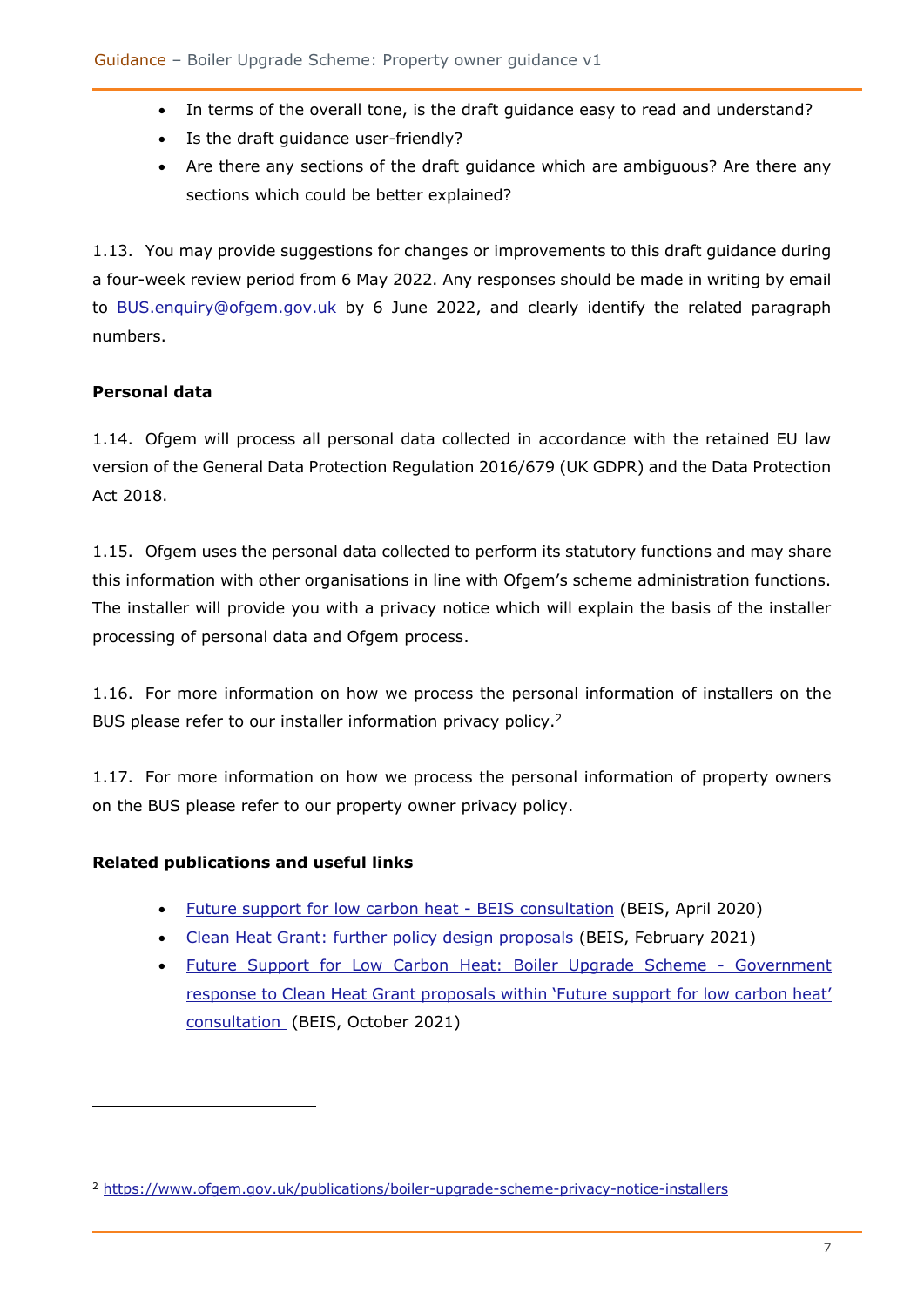- In terms of the overall tone, is the draft guidance easy to read and understand?
- Is the draft guidance user-friendly?
- Are there any sections of the draft guidance which are ambiguous? Are there any sections which could be better explained?

1.13. You may provide suggestions for changes or improvements to this draft guidance during a four-week review period from 6 May 2022. Any responses should be made in writing by email to [BUS.enquiry@ofgem.gov.uk](mailto:BUS.enquiry@ofgem.gov.uk) by 6 June 2022, and clearly identify the related paragraph numbers.

**Personal data**

1.14. Ofgem will process all personal data collected in accordance with the retained EU law version of the General Data Protection Regulation 2016/679 (UK GDPR) and the Data Protection Act 2018.

1.15. Ofgem uses the personal data collected to perform its statutory functions and may share this information with other organisations in line with Ofgem's scheme administration functions. The installer will provide you with a privacy notice which will explain the basis of the installer processing of personal data and Ofgem process.

1.16. For more information on how we process the personal information of installers on the BUS please refer to our installer information privacy policy.[2]

1.17. For more information on how we process the personal information of property owners on the BUS please refer to our property owner privacy policy.

**Related publications and useful links**

- Future support for low carbon heat - BEIS consultation (BEIS, April 2020)
- Clean Heat Grant: further policy design proposals (BEIS, February 2021)
- Future Support for Low Carbon Heat: Boiler Upgrade Scheme - Government response to Clean Heat Grant proposals within 'Future support for low carbon heat' consultation (BEIS, October 2021)

[2] https://www.ofgem.gov.uk/publications/boiler-upgrade-scheme-privacy-notice-installers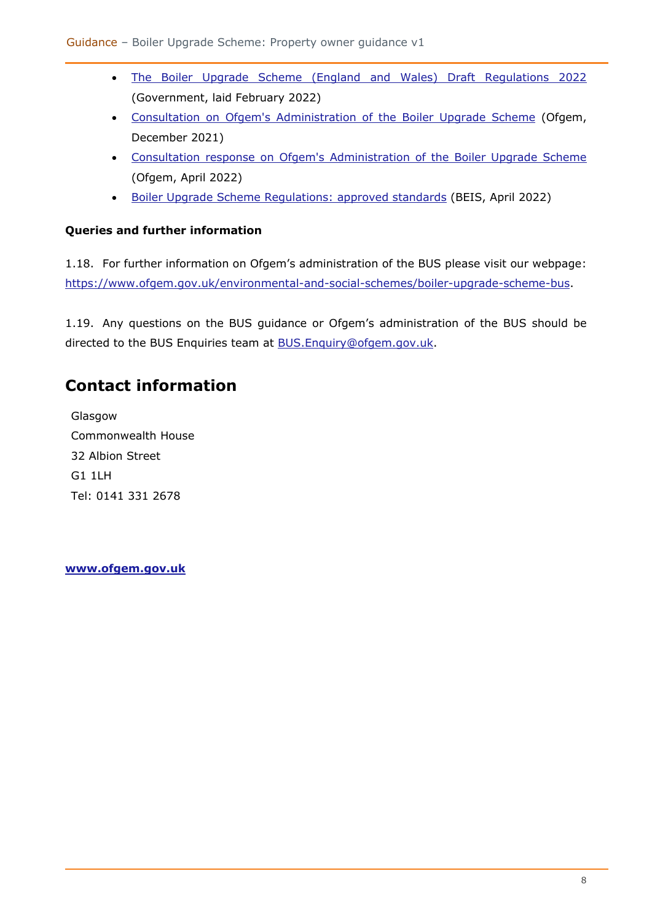- [The Boiler Upgrade Scheme (England and Wales) Draft Regulations 2022](#) (Government, laid February 2022)
- [Consultation on Ofgem's Administration of the Boiler Upgrade Scheme](#) (Ofgem, December 2021)
- [Consultation response on Ofgem's Administration of the Boiler Upgrade Scheme](#) (Ofgem, April 2022)
- [Boiler Upgrade Scheme Regulations: approved standards](#) (BEIS, April 2022)

**Queries and further information**

1.18. For further information on Ofgem's administration of the BUS please visit our webpage: https://www.ofgem.gov.uk/environmental-and-social-schemes/boiler-upgrade-scheme-bus.

1.19. Any questions on the BUS guidance or Ofgem's administration of the BUS should be directed to the BUS Enquiries team at BUS.Enquiry@ofgem.gov.uk.

## Contact information

Glasgow
Commonwealth House
32 Albion Street
G1 1LH
Tel: 0141 331 2678

**www.ofgem.gov.uk**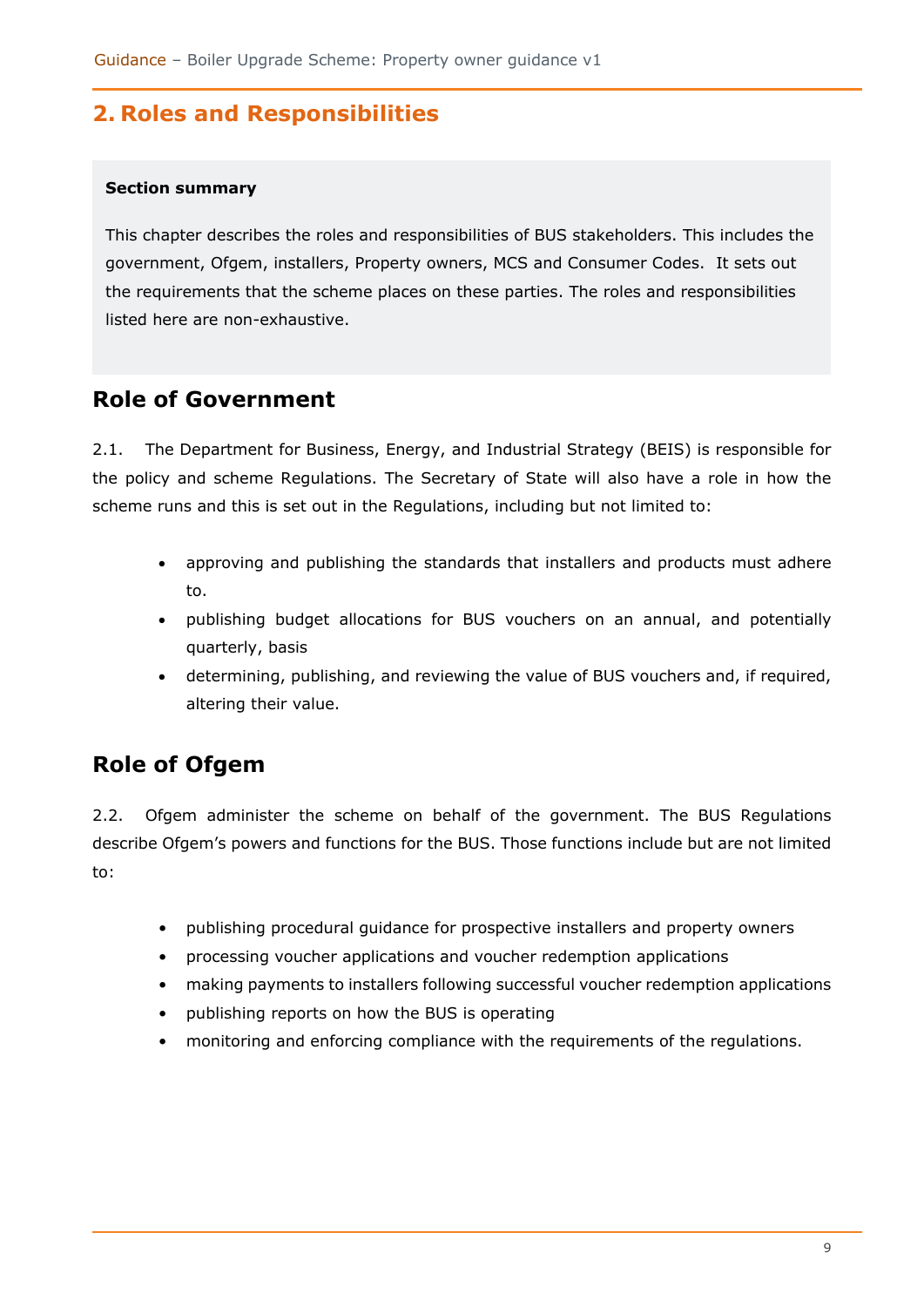## 2. Roles and Responsibilities

**Section summary**

This chapter describes the roles and responsibilities of BUS stakeholders. This includes the government, Ofgem, installers, Property owners, MCS and Consumer Codes. It sets out the requirements that the scheme places on these parties. The roles and responsibilities listed here are non-exhaustive.

### Role of Government

2.1. The Department for Business, Energy, and Industrial Strategy (BEIS) is responsible for the policy and scheme Regulations. The Secretary of State will also have a role in how the scheme runs and this is set out in the Regulations, including but not limited to:

- approving and publishing the standards that installers and products must adhere to.
- publishing budget allocations for BUS vouchers on an annual, and potentially quarterly, basis
- determining, publishing, and reviewing the value of BUS vouchers and, if required, altering their value.

### Role of Ofgem

2.2. Ofgem administer the scheme on behalf of the government. The BUS Regulations describe Ofgem's powers and functions for the BUS. Those functions include but are not limited to:

- publishing procedural guidance for prospective installers and property owners
- processing voucher applications and voucher redemption applications
- making payments to installers following successful voucher redemption applications
- publishing reports on how the BUS is operating
- monitoring and enforcing compliance with the requirements of the regulations.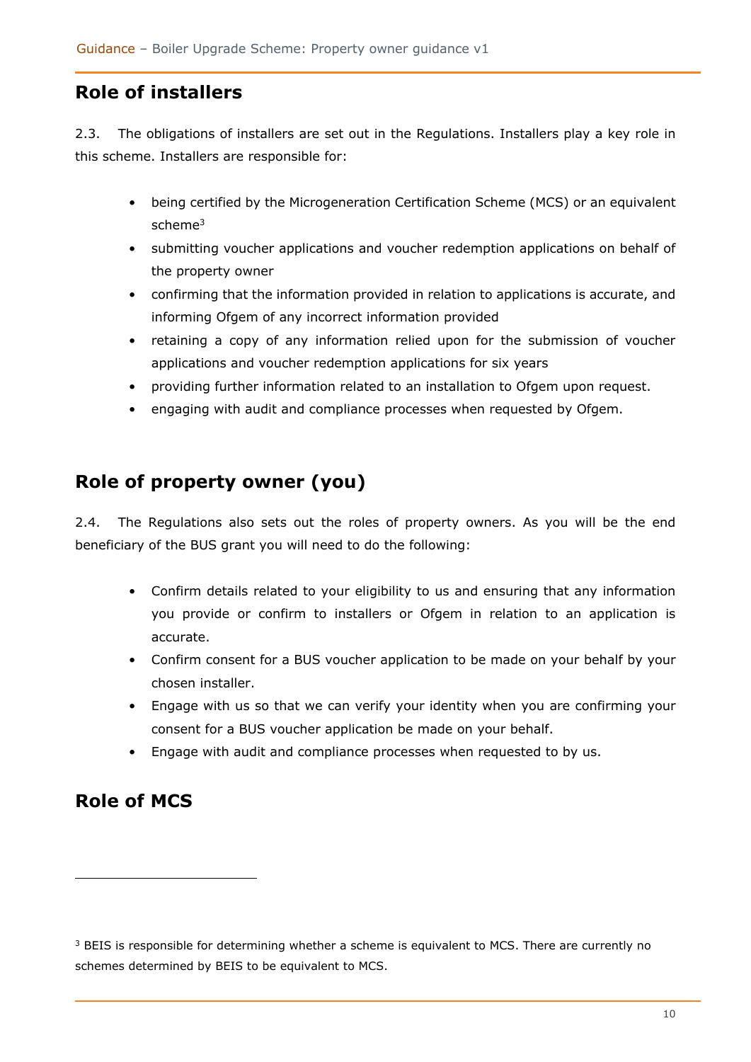## Role of installers

2.3. The obligations of installers are set out in the Regulations. Installers play a key role in this scheme. Installers are responsible for:

- being certified by the Microgeneration Certification Scheme (MCS) or an equivalent scheme[3]
- submitting voucher applications and voucher redemption applications on behalf of the property owner
- confirming that the information provided in relation to applications is accurate, and informing Ofgem of any incorrect information provided
- retaining a copy of any information relied upon for the submission of voucher applications and voucher redemption applications for six years
- providing further information related to an installation to Ofgem upon request.
- engaging with audit and compliance processes when requested by Ofgem.

## Role of property owner (you)

2.4. The Regulations also sets out the roles of property owners. As you will be the end beneficiary of the BUS grant you will need to do the following:

- Confirm details related to your eligibility to us and ensuring that any information you provide or confirm to installers or Ofgem in relation to an application is accurate.
- Confirm consent for a BUS voucher application to be made on your behalf by your chosen installer.
- Engage with us so that we can verify your identity when you are confirming your consent for a BUS voucher application be made on your behalf.
- Engage with audit and compliance processes when requested to by us.

## Role of MCS

[3] BEIS is responsible for determining whether a scheme is equivalent to MCS. There are currently no schemes determined by BEIS to be equivalent to MCS.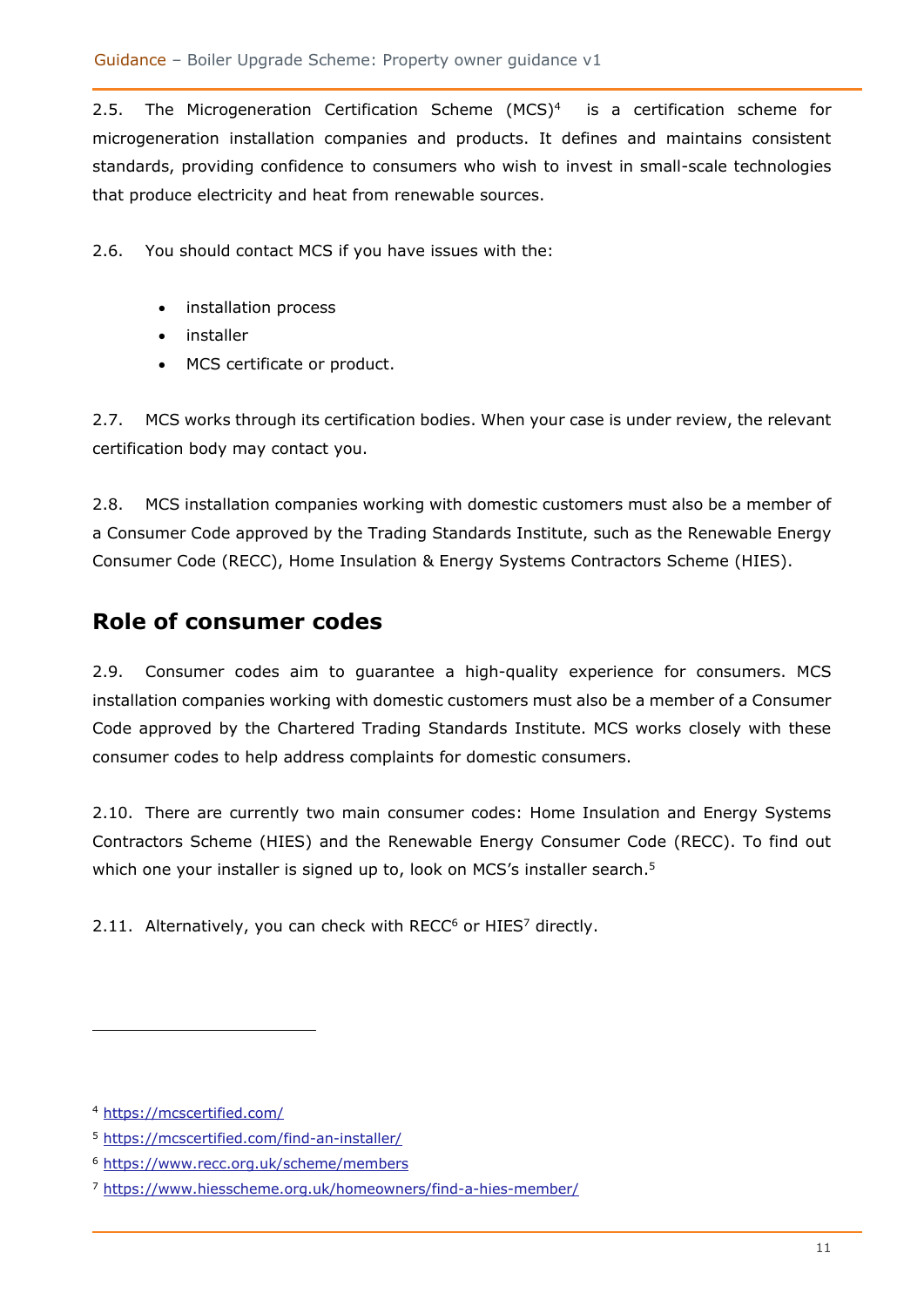2.5. The Microgeneration Certification Scheme (MCS)[4] is a certification scheme for microgeneration installation companies and products. It defines and maintains consistent standards, providing confidence to consumers who wish to invest in small-scale technologies that produce electricity and heat from renewable sources.

2.6. You should contact MCS if you have issues with the:

- installation process
- installer
- MCS certificate or product.

2.7. MCS works through its certification bodies. When your case is under review, the relevant certification body may contact you.

2.8. MCS installation companies working with domestic customers must also be a member of a Consumer Code approved by the Trading Standards Institute, such as the Renewable Energy Consumer Code (RECC), Home Insulation & Energy Systems Contractors Scheme (HIES).

## Role of consumer codes

2.9. Consumer codes aim to guarantee a high-quality experience for consumers. MCS installation companies working with domestic customers must also be a member of a Consumer Code approved by the Chartered Trading Standards Institute. MCS works closely with these consumer codes to help address complaints for domestic consumers.

2.10. There are currently two main consumer codes: Home Insulation and Energy Systems Contractors Scheme (HIES) and the Renewable Energy Consumer Code (RECC). To find out which one your installer is signed up to, look on MCS's installer search.[5]

2.11. Alternatively, you can check with RECC[6] or HIES[7] directly.

---

[4] https://mcscertified.com/

[5] https://mcscertified.com/find-an-installer/

[6] https://www.recc.org.uk/scheme/members

[7] https://www.hiesscheme.org.uk/homeowners/find-a-hies-member/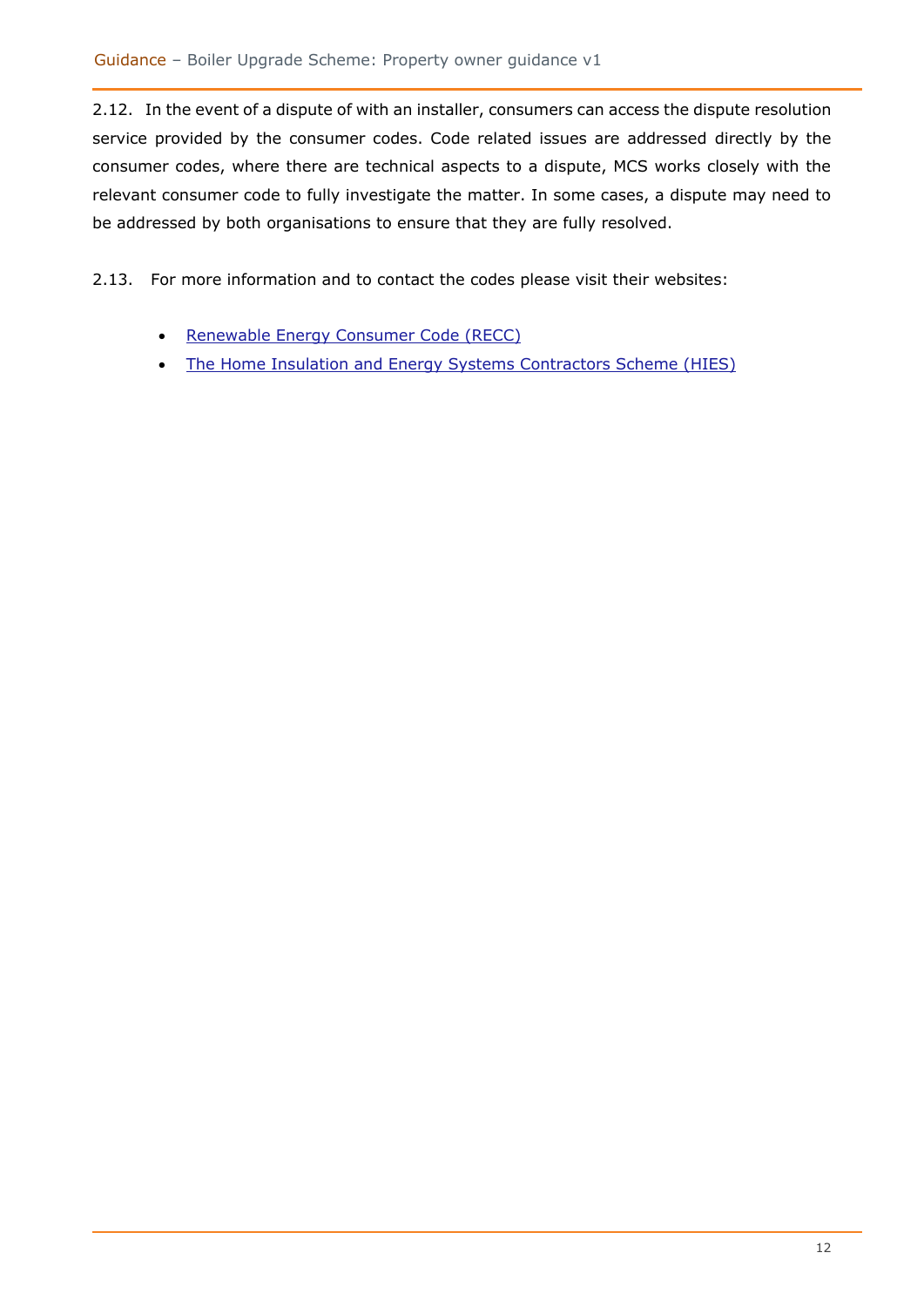2.12. In the event of a dispute of with an installer, consumers can access the dispute resolution service provided by the consumer codes. Code related issues are addressed directly by the consumer codes, where there are technical aspects to a dispute, MCS works closely with the relevant consumer code to fully investigate the matter. In some cases, a dispute may need to be addressed by both organisations to ensure that they are fully resolved.

2.13. For more information and to contact the codes please visit their websites:

- Renewable Energy Consumer Code (RECC)
- The Home Insulation and Energy Systems Contractors Scheme (HIES)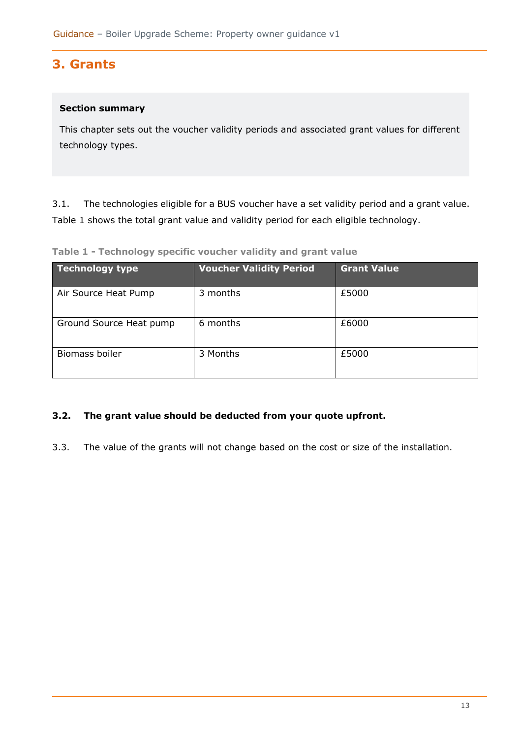## 3. Grants

**Section summary**

This chapter sets out the voucher validity periods and associated grant values for different technology types.

3.1. The technologies eligible for a BUS voucher have a set validity period and a grant value. Table 1 shows the total grant value and validity period for each eligible technology.

**Table 1 - Technology specific voucher validity and grant value**

| Technology type | Voucher Validity Period | Grant Value |
|---|---|---|
| Air Source Heat Pump | 3 months | £5000 |
| Ground Source Heat pump | 6 months | £6000 |
| Biomass boiler | 3 Months | £5000 |

**3.2. The grant value should be deducted from your quote upfront.**

3.3. The value of the grants will not change based on the cost or size of the installation.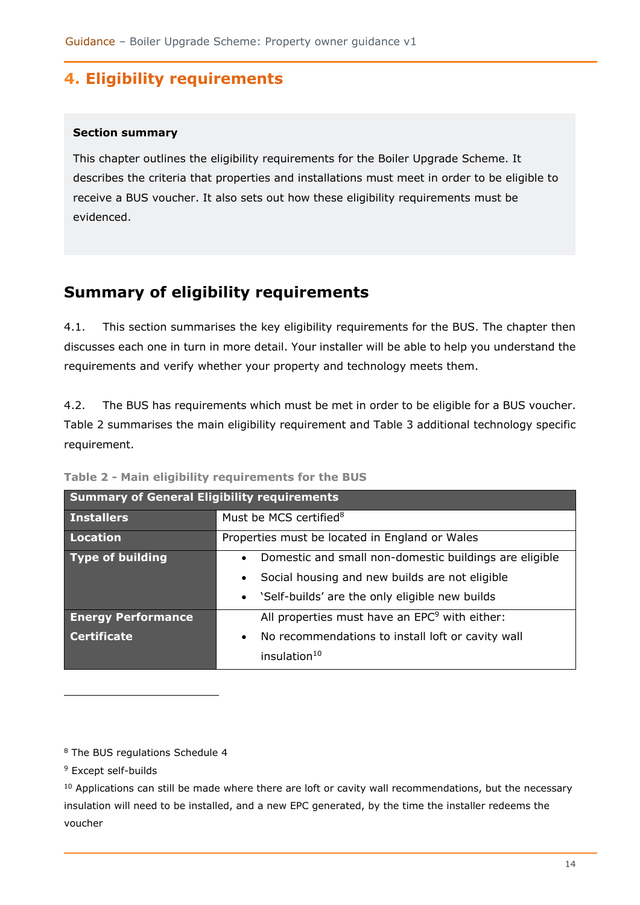# 4. Eligibility requirements

**Section summary**

This chapter outlines the eligibility requirements for the Boiler Upgrade Scheme. It describes the criteria that properties and installations must meet in order to be eligible to receive a BUS voucher. It also sets out how these eligibility requirements must be evidenced.

## Summary of eligibility requirements

4.1. This section summarises the key eligibility requirements for the BUS. The chapter then discusses each one in turn in more detail. Your installer will be able to help you understand the requirements and verify whether your property and technology meets them.

4.2. The BUS has requirements which must be met in order to be eligible for a BUS voucher. Table 2 summarises the main eligibility requirement and Table 3 additional technology specific requirement.

**Table 2 - Main eligibility requirements for the BUS**

| Summary of General Eligibility requirements | |
|---|---|
| **Installers** | Must be MCS certified[8] |
| **Location** | Properties must be located in England or Wales |
| **Type of building** | • Domestic and small non-domestic buildings are eligible<br>• Social housing and new builds are not eligible<br>• 'Self-builds' are the only eligible new builds |
| **Energy Performance Certificate** | All properties must have an EPC[9] with either:<br>• No recommendations to install loft or cavity wall insulation[10] |

[8] The BUS regulations Schedule 4

[9] Except self-builds

[10] Applications can still be made where there are loft or cavity wall recommendations, but the necessary insulation will need to be installed, and a new EPC generated, by the time the installer redeems the voucher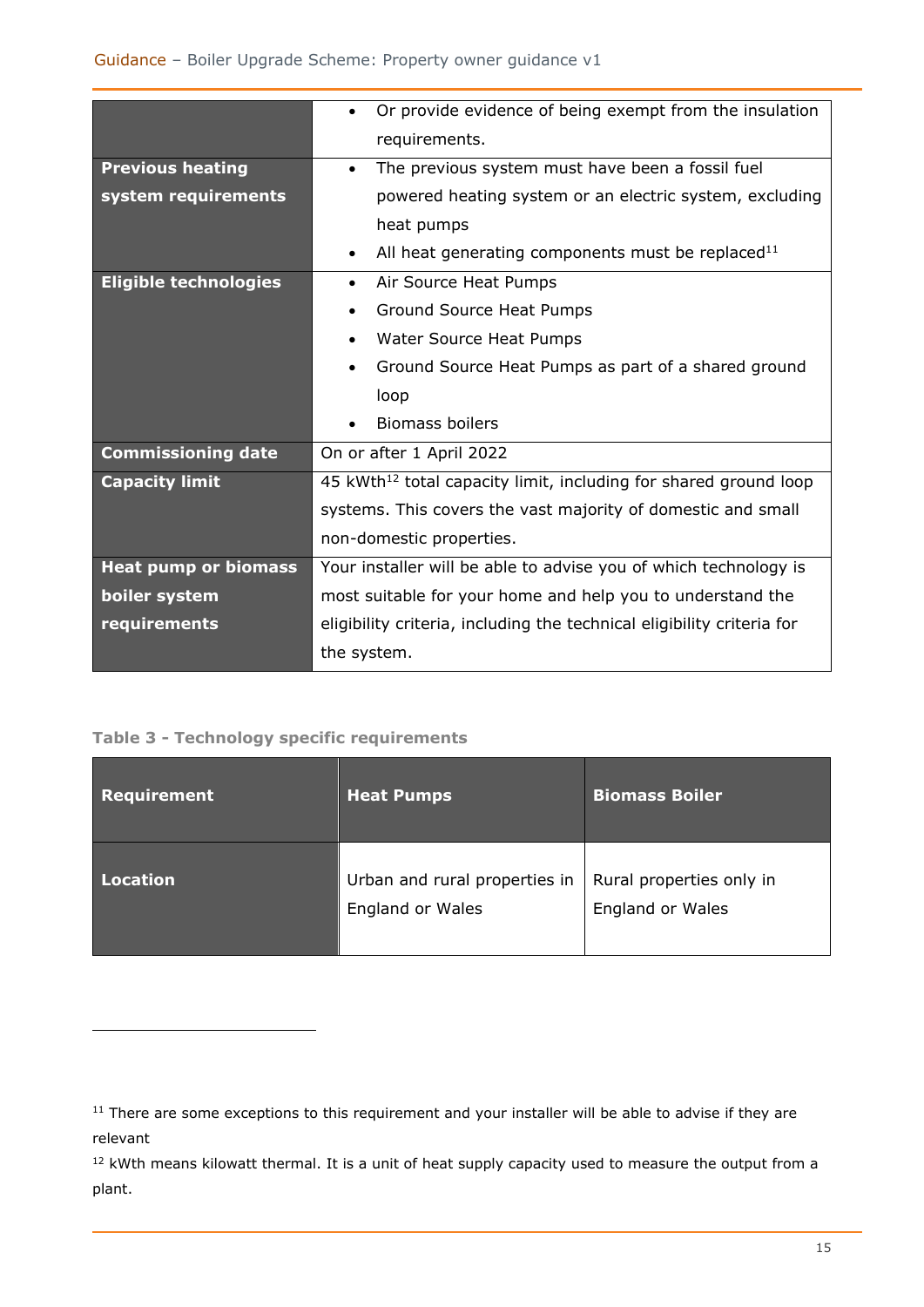| | |
|---|---|
| | • Or provide evidence of being exempt from the insulation requirements. |
| **Previous heating system requirements** | • The previous system must have been a fossil fuel powered heating system or an electric system, excluding heat pumps<br>• All heat generating components must be replaced[11] |
| **Eligible technologies** | • Air Source Heat Pumps<br>• Ground Source Heat Pumps<br>• Water Source Heat Pumps<br>• Ground Source Heat Pumps as part of a shared ground loop<br>• Biomass boilers |
| **Commissioning date** | On or after 1 April 2022 |
| **Capacity limit** | 45 kWth[12] total capacity limit, including for shared ground loop systems. This covers the vast majority of domestic and small non-domestic properties. |
| **Heat pump or biomass boiler system requirements** | Your installer will be able to advise you of which technology is most suitable for your home and help you to understand the eligibility criteria, including the technical eligibility criteria for the system. |

**Table 3 - Technology specific requirements**

| Requirement | Heat Pumps | Biomass Boiler |
|---|---|---|
| **Location** | Urban and rural properties in England or Wales | Rural properties only in England or Wales |

[11] There are some exceptions to this requirement and your installer will be able to advise if they are relevant

[12] kWth means kilowatt thermal. It is a unit of heat supply capacity used to measure the output from a plant.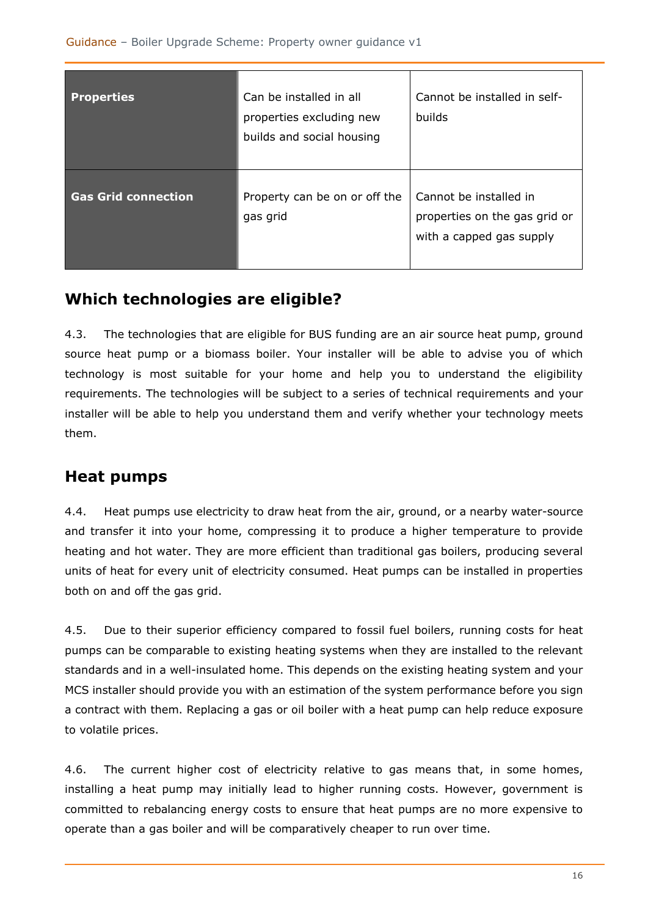| | | |
|---|---|---|
| **Properties** | Can be installed in all properties excluding new builds and social housing | Cannot be installed in self-builds |
| **Gas Grid connection** | Property can be on or off the gas grid | Cannot be installed in properties on the gas grid or with a capped gas supply |

## Which technologies are eligible?

4.3. The technologies that are eligible for BUS funding are an air source heat pump, ground source heat pump or a biomass boiler. Your installer will be able to advise you of which technology is most suitable for your home and help you to understand the eligibility requirements. The technologies will be subject to a series of technical requirements and your installer will be able to help you understand them and verify whether your technology meets them.

## Heat pumps

4.4. Heat pumps use electricity to draw heat from the air, ground, or a nearby water-source and transfer it into your home, compressing it to produce a higher temperature to provide heating and hot water. They are more efficient than traditional gas boilers, producing several units of heat for every unit of electricity consumed. Heat pumps can be installed in properties both on and off the gas grid.

4.5. Due to their superior efficiency compared to fossil fuel boilers, running costs for heat pumps can be comparable to existing heating systems when they are installed to the relevant standards and in a well-insulated home. This depends on the existing heating system and your MCS installer should provide you with an estimation of the system performance before you sign a contract with them. Replacing a gas or oil boiler with a heat pump can help reduce exposure to volatile prices.

4.6. The current higher cost of electricity relative to gas means that, in some homes, installing a heat pump may initially lead to higher running costs. However, government is committed to rebalancing energy costs to ensure that heat pumps are no more expensive to operate than a gas boiler and will be comparatively cheaper to run over time.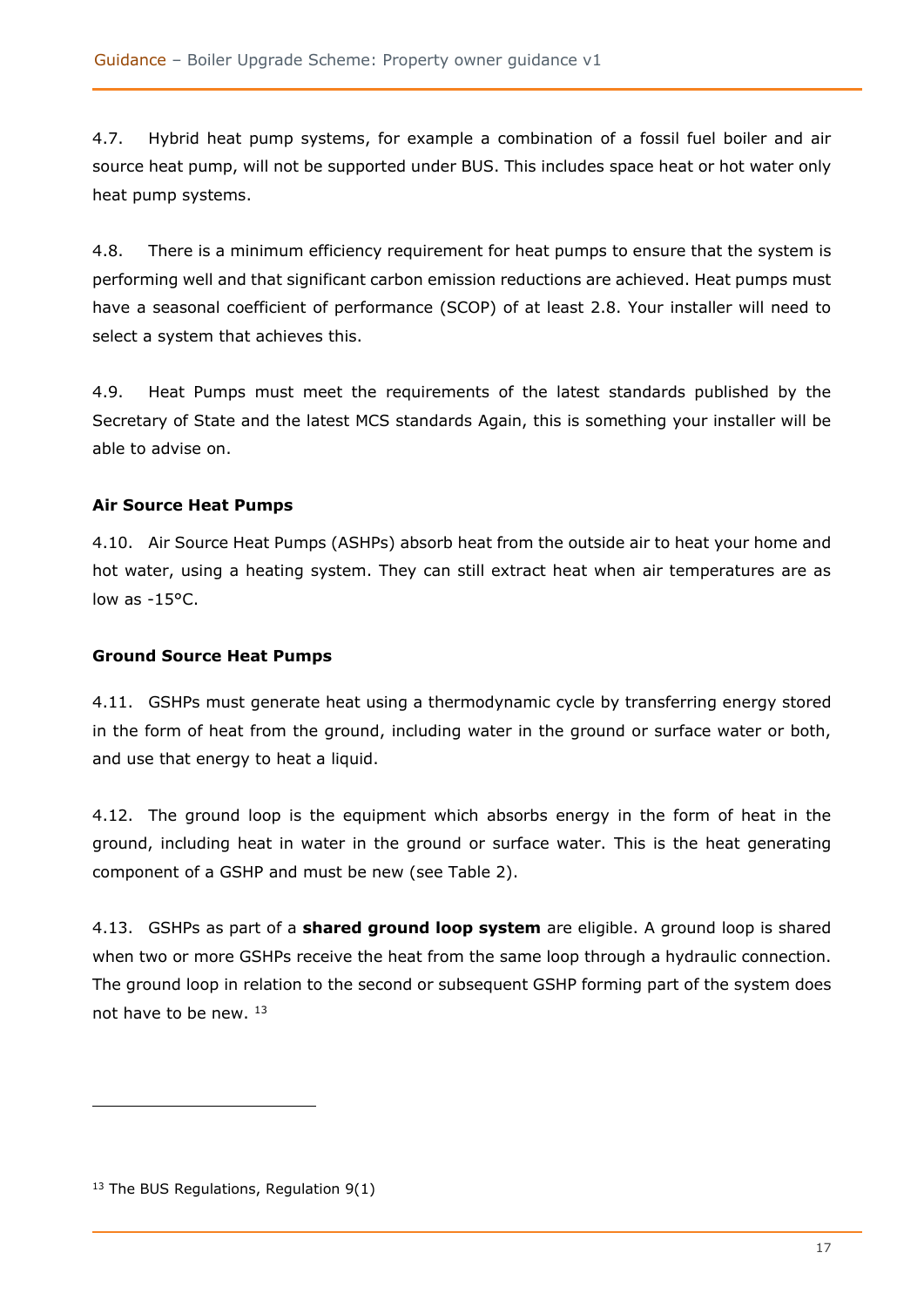4.7. Hybrid heat pump systems, for example a combination of a fossil fuel boiler and air source heat pump, will not be supported under BUS. This includes space heat or hot water only heat pump systems.

4.8. There is a minimum efficiency requirement for heat pumps to ensure that the system is performing well and that significant carbon emission reductions are achieved. Heat pumps must have a seasonal coefficient of performance (SCOP) of at least 2.8. Your installer will need to select a system that achieves this.

4.9. Heat Pumps must meet the requirements of the latest standards published by the Secretary of State and the latest MCS standards Again, this is something your installer will be able to advise on.

**Air Source Heat Pumps**

4.10. Air Source Heat Pumps (ASHPs) absorb heat from the outside air to heat your home and hot water, using a heating system. They can still extract heat when air temperatures are as low as -15°C.

**Ground Source Heat Pumps**

4.11. GSHPs must generate heat using a thermodynamic cycle by transferring energy stored in the form of heat from the ground, including water in the ground or surface water or both, and use that energy to heat a liquid.

4.12. The ground loop is the equipment which absorbs energy in the form of heat in the ground, including heat in water in the ground or surface water. This is the heat generating component of a GSHP and must be new (see Table 2).

4.13. GSHPs as part of a **shared ground loop system** are eligible. A ground loop is shared when two or more GSHPs receive the heat from the same loop through a hydraulic connection. The ground loop in relation to the second or subsequent GSHP forming part of the system does not have to be new. [13]

---

[13] The BUS Regulations, Regulation 9(1)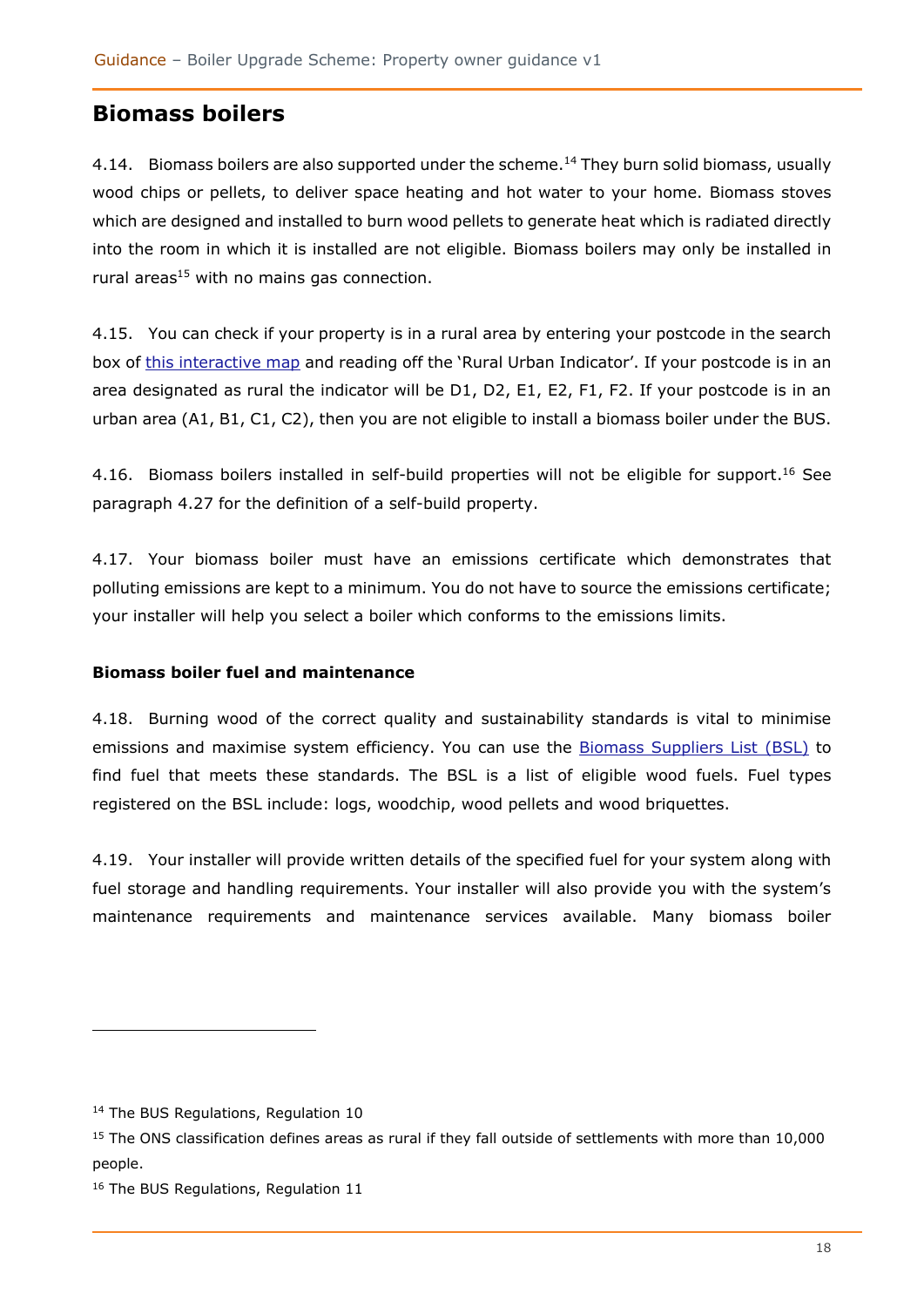## Biomass boilers

4.14. Biomass boilers are also supported under the scheme.[14] They burn solid biomass, usually wood chips or pellets, to deliver space heating and hot water to your home. Biomass stoves which are designed and installed to burn wood pellets to generate heat which is radiated directly into the room in which it is installed are not eligible. Biomass boilers may only be installed in rural areas[15] with no mains gas connection.

4.15. You can check if your property is in a rural area by entering your postcode in the search box of this interactive map and reading off the 'Rural Urban Indicator'. If your postcode is in an area designated as rural the indicator will be D1, D2, E1, E2, F1, F2. If your postcode is in an urban area (A1, B1, C1, C2), then you are not eligible to install a biomass boiler under the BUS.

4.16. Biomass boilers installed in self-build properties will not be eligible for support.[16] See paragraph 4.27 for the definition of a self-build property.

4.17. Your biomass boiler must have an emissions certificate which demonstrates that polluting emissions are kept to a minimum. You do not have to source the emissions certificate; your installer will help you select a boiler which conforms to the emissions limits.

**Biomass boiler fuel and maintenance**

4.18. Burning wood of the correct quality and sustainability standards is vital to minimise emissions and maximise system efficiency. You can use the Biomass Suppliers List (BSL) to find fuel that meets these standards. The BSL is a list of eligible wood fuels. Fuel types registered on the BSL include: logs, woodchip, wood pellets and wood briquettes.

4.19. Your installer will provide written details of the specified fuel for your system along with fuel storage and handling requirements. Your installer will also provide you with the system's maintenance requirements and maintenance services available. Many biomass boiler

---

[14] The BUS Regulations, Regulation 10

[15] The ONS classification defines areas as rural if they fall outside of settlements with more than 10,000 people.

[16] The BUS Regulations, Regulation 11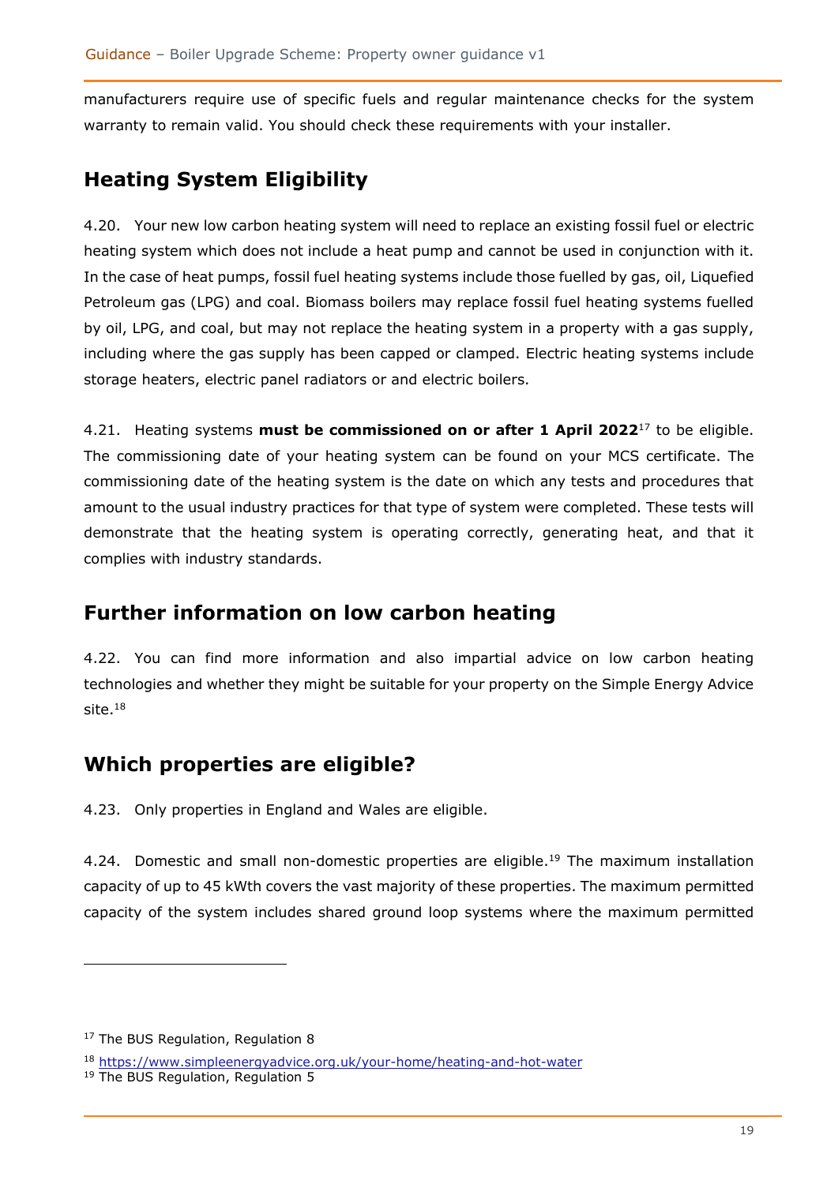manufacturers require use of specific fuels and regular maintenance checks for the system warranty to remain valid. You should check these requirements with your installer.

## Heating System Eligibility

4.20. Your new low carbon heating system will need to replace an existing fossil fuel or electric heating system which does not include a heat pump and cannot be used in conjunction with it. In the case of heat pumps, fossil fuel heating systems include those fuelled by gas, oil, Liquefied Petroleum gas (LPG) and coal. Biomass boilers may replace fossil fuel heating systems fuelled by oil, LPG, and coal, but may not replace the heating system in a property with a gas supply, including where the gas supply has been capped or clamped. Electric heating systems include storage heaters, electric panel radiators or and electric boilers.

4.21. Heating systems **must be commissioned on or after 1 April 2022**[17] to be eligible. The commissioning date of your heating system can be found on your MCS certificate. The commissioning date of the heating system is the date on which any tests and procedures that amount to the usual industry practices for that type of system were completed. These tests will demonstrate that the heating system is operating correctly, generating heat, and that it complies with industry standards.

## Further information on low carbon heating

4.22. You can find more information and also impartial advice on low carbon heating technologies and whether they might be suitable for your property on the Simple Energy Advice site.[18]

## Which properties are eligible?

4.23. Only properties in England and Wales are eligible.

4.24. Domestic and small non-domestic properties are eligible.[19] The maximum installation capacity of up to 45 kWth covers the vast majority of these properties. The maximum permitted capacity of the system includes shared ground loop systems where the maximum permitted

---

[17] The BUS Regulation, Regulation 8

[18] https://www.simpleenergyadvice.org.uk/your-home/heating-and-hot-water

[19] The BUS Regulation, Regulation 5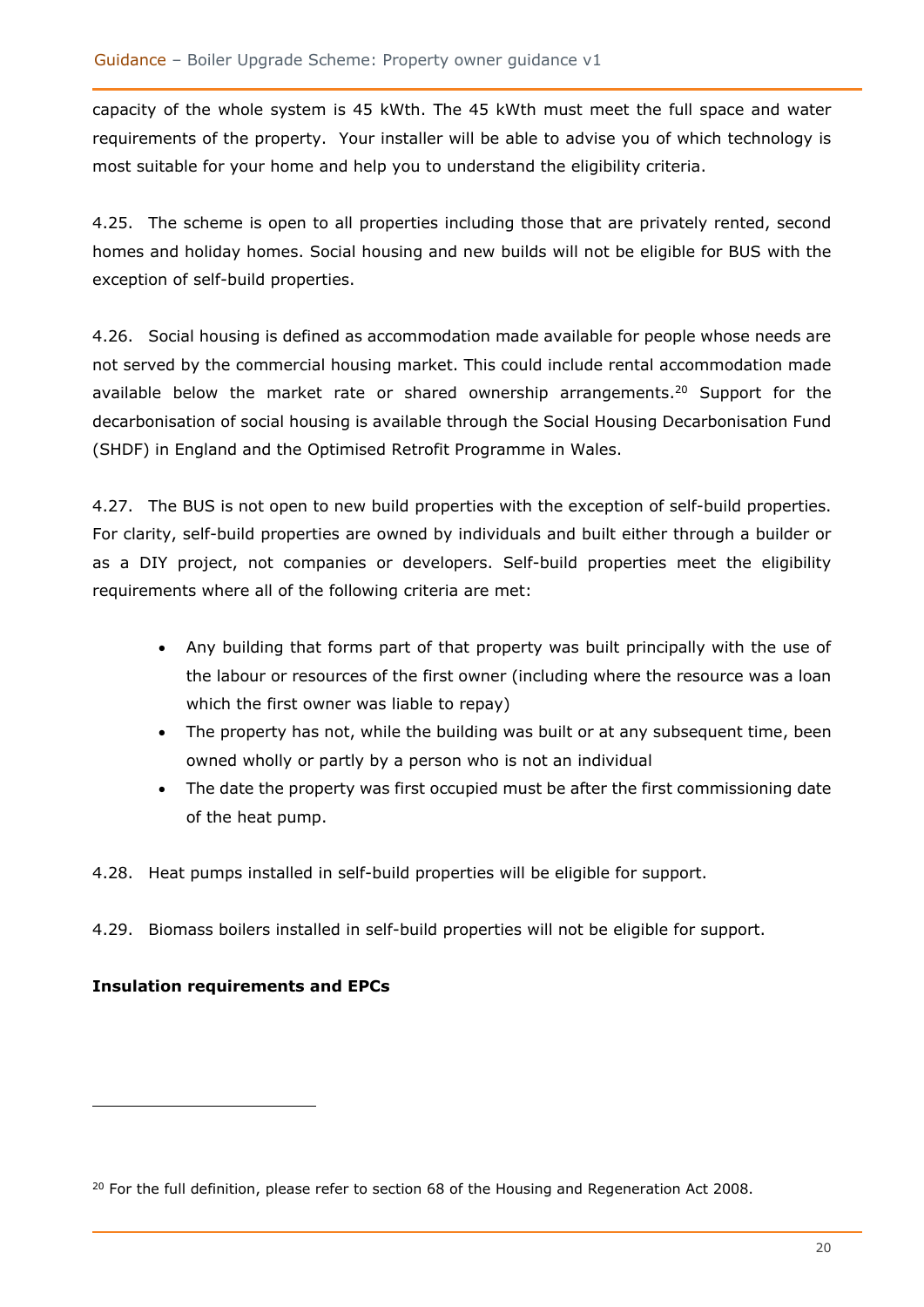capacity of the whole system is 45 kWth. The 45 kWth must meet the full space and water requirements of the property. Your installer will be able to advise you of which technology is most suitable for your home and help you to understand the eligibility criteria.

4.25. The scheme is open to all properties including those that are privately rented, second homes and holiday homes. Social housing and new builds will not be eligible for BUS with the exception of self-build properties.

4.26. Social housing is defined as accommodation made available for people whose needs are not served by the commercial housing market. This could include rental accommodation made available below the market rate or shared ownership arrangements.[20] Support for the decarbonisation of social housing is available through the Social Housing Decarbonisation Fund (SHDF) in England and the Optimised Retrofit Programme in Wales.

4.27. The BUS is not open to new build properties with the exception of self-build properties. For clarity, self-build properties are owned by individuals and built either through a builder or as a DIY project, not companies or developers. Self-build properties meet the eligibility requirements where all of the following criteria are met:

- Any building that forms part of that property was built principally with the use of the labour or resources of the first owner (including where the resource was a loan which the first owner was liable to repay)
- The property has not, while the building was built or at any subsequent time, been owned wholly or partly by a person who is not an individual
- The date the property was first occupied must be after the first commissioning date of the heat pump.

4.28. Heat pumps installed in self-build properties will be eligible for support.

4.29. Biomass boilers installed in self-build properties will not be eligible for support.

**Insulation requirements and EPCs**

---

[20] For the full definition, please refer to section 68 of the Housing and Regeneration Act 2008.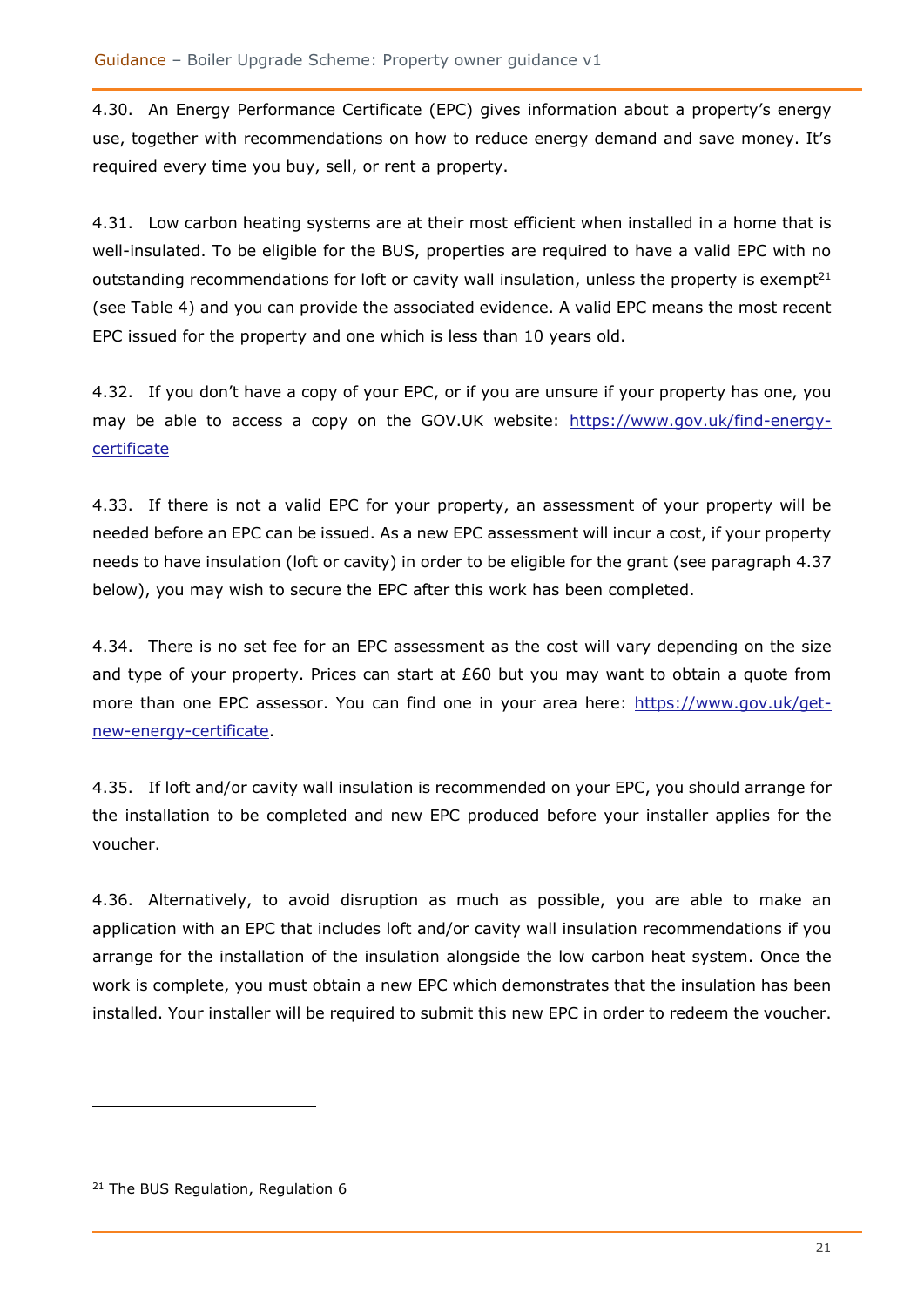4.30. An Energy Performance Certificate (EPC) gives information about a property's energy use, together with recommendations on how to reduce energy demand and save money. It's required every time you buy, sell, or rent a property.

4.31. Low carbon heating systems are at their most efficient when installed in a home that is well-insulated. To be eligible for the BUS, properties are required to have a valid EPC with no outstanding recommendations for loft or cavity wall insulation, unless the property is exempt[21] (see Table 4) and you can provide the associated evidence. A valid EPC means the most recent EPC issued for the property and one which is less than 10 years old.

4.32. If you don't have a copy of your EPC, or if you are unsure if your property has one, you may be able to access a copy on the GOV.UK website: [https://www.gov.uk/find-energy-certificate](https://www.gov.uk/find-energy-certificate)

4.33. If there is not a valid EPC for your property, an assessment of your property will be needed before an EPC can be issued. As a new EPC assessment will incur a cost, if your property needs to have insulation (loft or cavity) in order to be eligible for the grant (see paragraph 4.37 below), you may wish to secure the EPC after this work has been completed.

4.34. There is no set fee for an EPC assessment as the cost will vary depending on the size and type of your property. Prices can start at £60 but you may want to obtain a quote from more than one EPC assessor. You can find one in your area here: [https://www.gov.uk/get-new-energy-certificate](https://www.gov.uk/get-new-energy-certificate).

4.35. If loft and/or cavity wall insulation is recommended on your EPC, you should arrange for the installation to be completed and new EPC produced before your installer applies for the voucher.

4.36. Alternatively, to avoid disruption as much as possible, you are able to make an application with an EPC that includes loft and/or cavity wall insulation recommendations if you arrange for the installation of the insulation alongside the low carbon heat system. Once the work is complete, you must obtain a new EPC which demonstrates that the insulation has been installed. Your installer will be required to submit this new EPC in order to redeem the voucher.

---

[21] The BUS Regulation, Regulation 6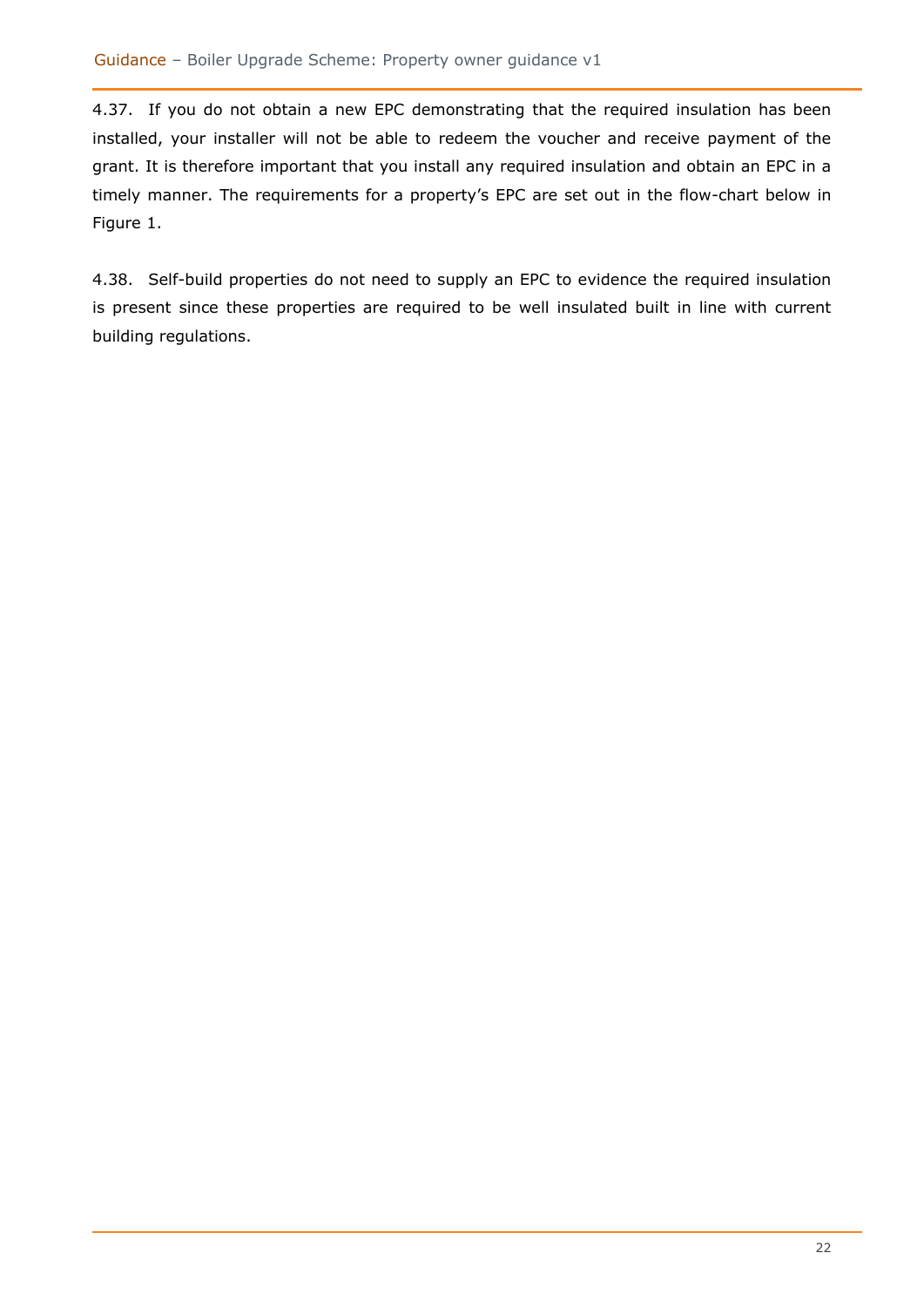4.37. If you do not obtain a new EPC demonstrating that the required insulation has been installed, your installer will not be able to redeem the voucher and receive payment of the grant. It is therefore important that you install any required insulation and obtain an EPC in a timely manner. The requirements for a property's EPC are set out in the flow-chart below in Figure 1.

4.38. Self-build properties do not need to supply an EPC to evidence the required insulation is present since these properties are required to be well insulated built in line with current building regulations.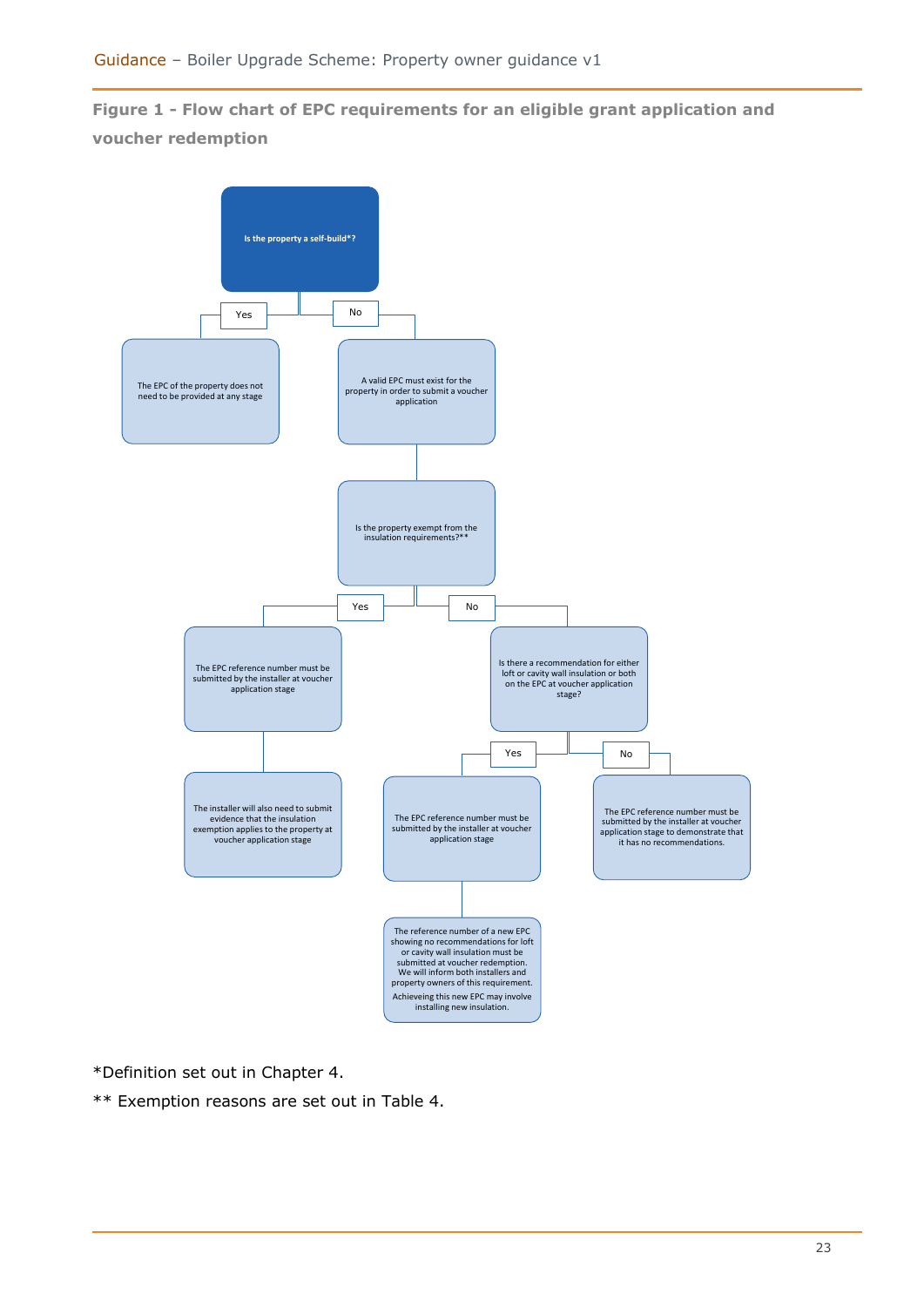**Figure 1 - Flow chart of EPC requirements for an eligible grant application and voucher redemption**

- **Is the property a self-build*?**
  - **Yes:** The EPC of the property does not need to be provided at any stage
  - **No:** A valid EPC must exist for the property in order to submit a voucher application
    - **Is the property exempt from the insulation requirements?****
      - **Yes:** The EPC reference number must be submitted by the installer at voucher application stage
        - The installer will also need to submit evidence that the insulation exemption applies to the property at voucher application stage
      - **No:** Is there a recommendation for either loft or cavity wall insulation or both on the EPC at voucher application stage?
        - **Yes:** The EPC reference number must be submitted by the installer at voucher application stage
          - The reference number of a new EPC showing no recommendations for loft or cavity wall insulation must be submitted at voucher redemption. We will inform both installers and property owners of this requirement. Achieveing this new EPC may involve installing new insulation.
        - **No:** The EPC reference number must be submitted by the installer at voucher application stage to demonstrate that it has no recommendations.

*Definition set out in Chapter 4.

** Exemption reasons are set out in Table 4.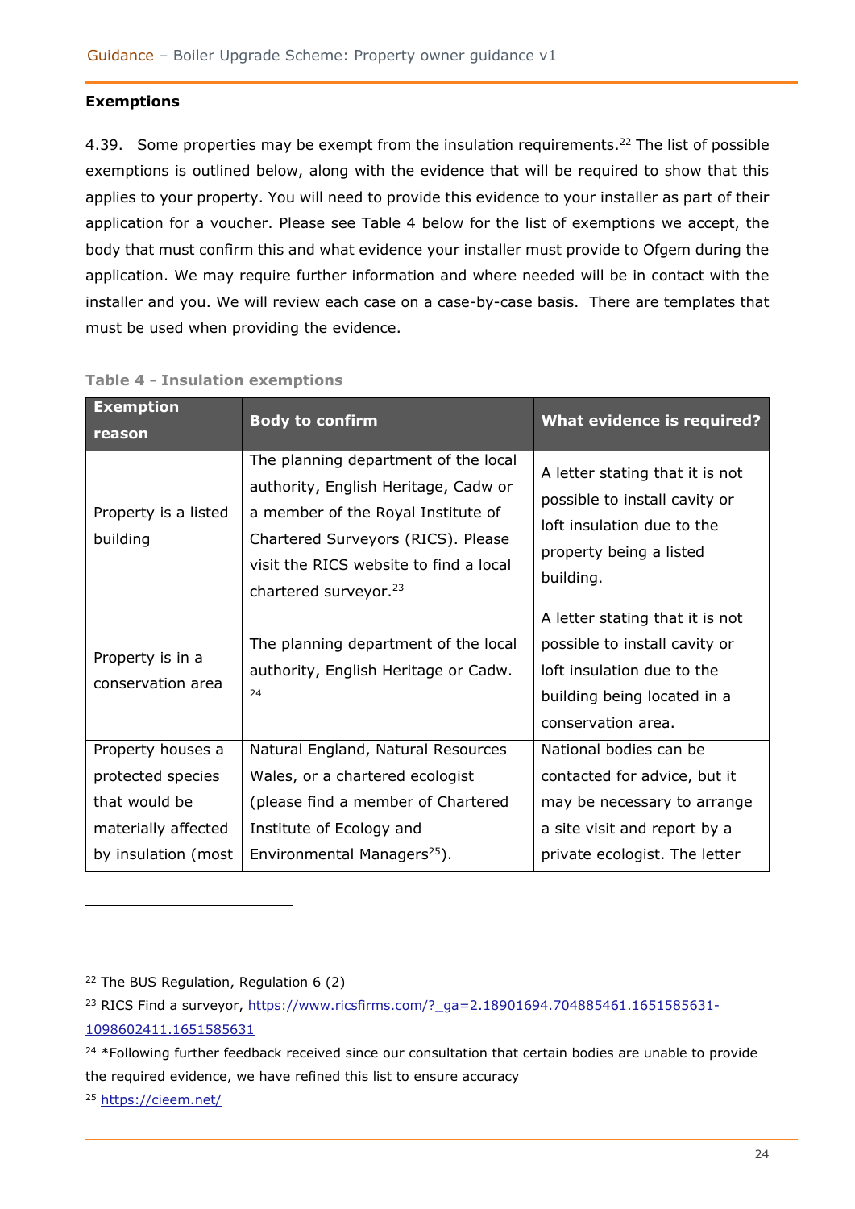**Exemptions**

4.39. Some properties may be exempt from the insulation requirements.[22] The list of possible exemptions is outlined below, along with the evidence that will be required to show that this applies to your property. You will need to provide this evidence to your installer as part of their application for a voucher. Please see Table 4 below for the list of exemptions we accept, the body that must confirm this and what evidence your installer must provide to Ofgem during the application. We may require further information and where needed will be in contact with the installer and you. We will review each case on a case-by-case basis. There are templates that must be used when providing the evidence.

**Table 4 - Insulation exemptions**

| Exemption reason | Body to confirm | What evidence is required? |
|---|---|---|
| Property is a listed building | The planning department of the local authority, English Heritage, Cadw or a member of the Royal Institute of Chartered Surveyors (RICS). Please visit the RICS website to find a local chartered surveyor.[23] | A letter stating that it is not possible to install cavity or loft insulation due to the property being a listed building. |
| Property is in a conservation area | The planning department of the local authority, English Heritage or Cadw.[24] | A letter stating that it is not possible to install cavity or loft insulation due to the building being located in a conservation area. |
| Property houses a protected species that would be materially affected by insulation (most | Natural England, Natural Resources Wales, or a chartered ecologist (please find a member of Chartered Institute of Ecology and Environmental Managers[25]). | National bodies can be contacted for advice, but it may be necessary to arrange a site visit and report by a private ecologist. The letter |

[22] The BUS Regulation, Regulation 6 (2)

[23] RICS Find a surveyor, https://www.ricsfirms.com/?_ga=2.18901694.704885461.1651585631-1098602411.1651585631

[24] *Following further feedback received since our consultation that certain bodies are unable to provide the required evidence, we have refined this list to ensure accuracy

[25] https://cieem.net/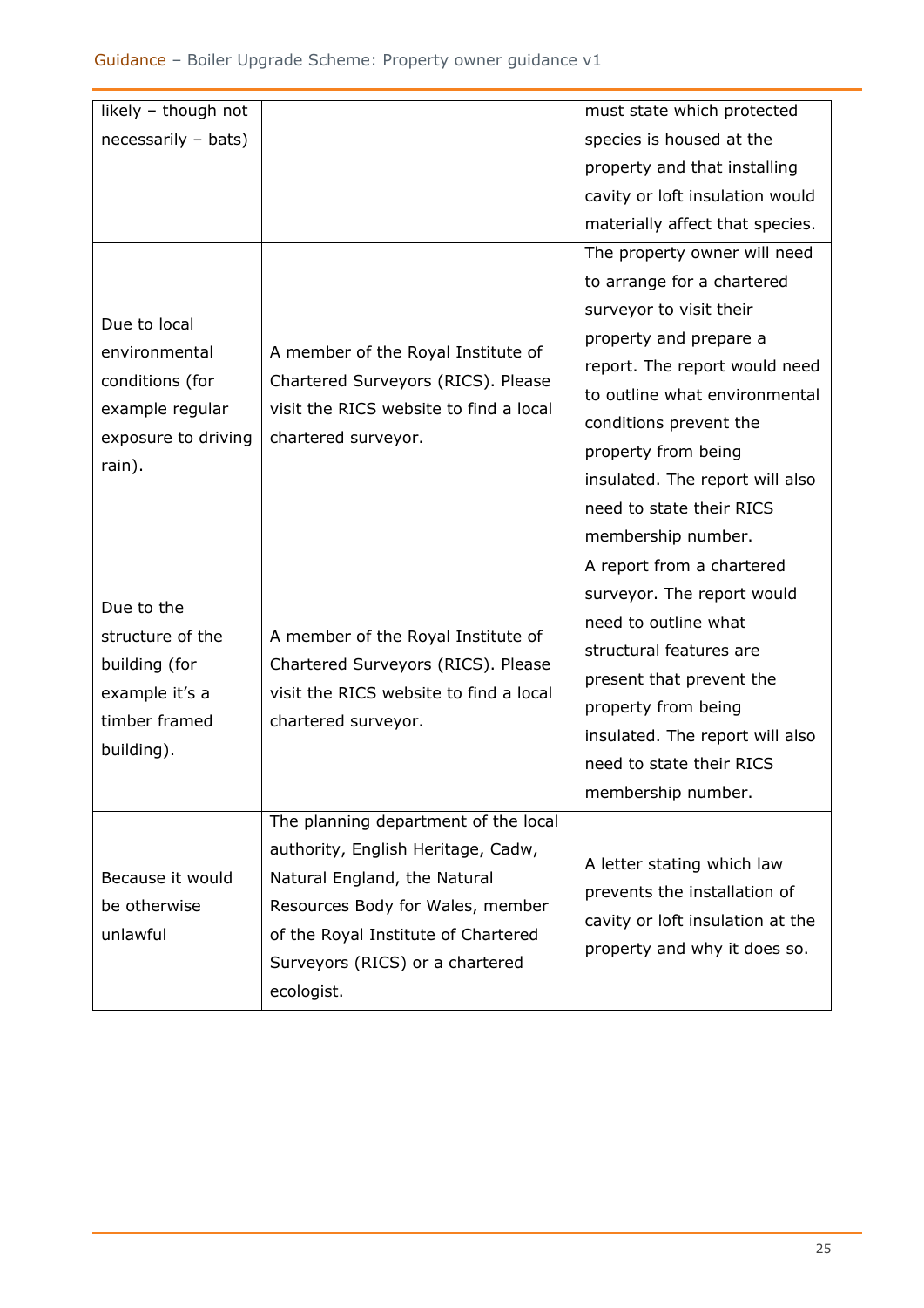| | | |
|---|---|---|
| likely – though not necessarily – bats) | | must state which protected species is housed at the property and that installing cavity or loft insulation would materially affect that species. |
| Due to local environmental conditions (for example regular exposure to driving rain). | A member of the Royal Institute of Chartered Surveyors (RICS). Please visit the RICS website to find a local chartered surveyor. | The property owner will need to arrange for a chartered surveyor to visit their property and prepare a report. The report would need to outline what environmental conditions prevent the property from being insulated. The report will also need to state their RICS membership number. |
| Due to the structure of the building (for example it's a timber framed building). | A member of the Royal Institute of Chartered Surveyors (RICS). Please visit the RICS website to find a local chartered surveyor. | A report from a chartered surveyor. The report would need to outline what structural features are present that prevent the property from being insulated. The report will also need to state their RICS membership number. |
| Because it would be otherwise unlawful | The planning department of the local authority, English Heritage, Cadw, Natural England, the Natural Resources Body for Wales, member of the Royal Institute of Chartered Surveyors (RICS) or a chartered ecologist. | A letter stating which law prevents the installation of cavity or loft insulation at the property and why it does so. |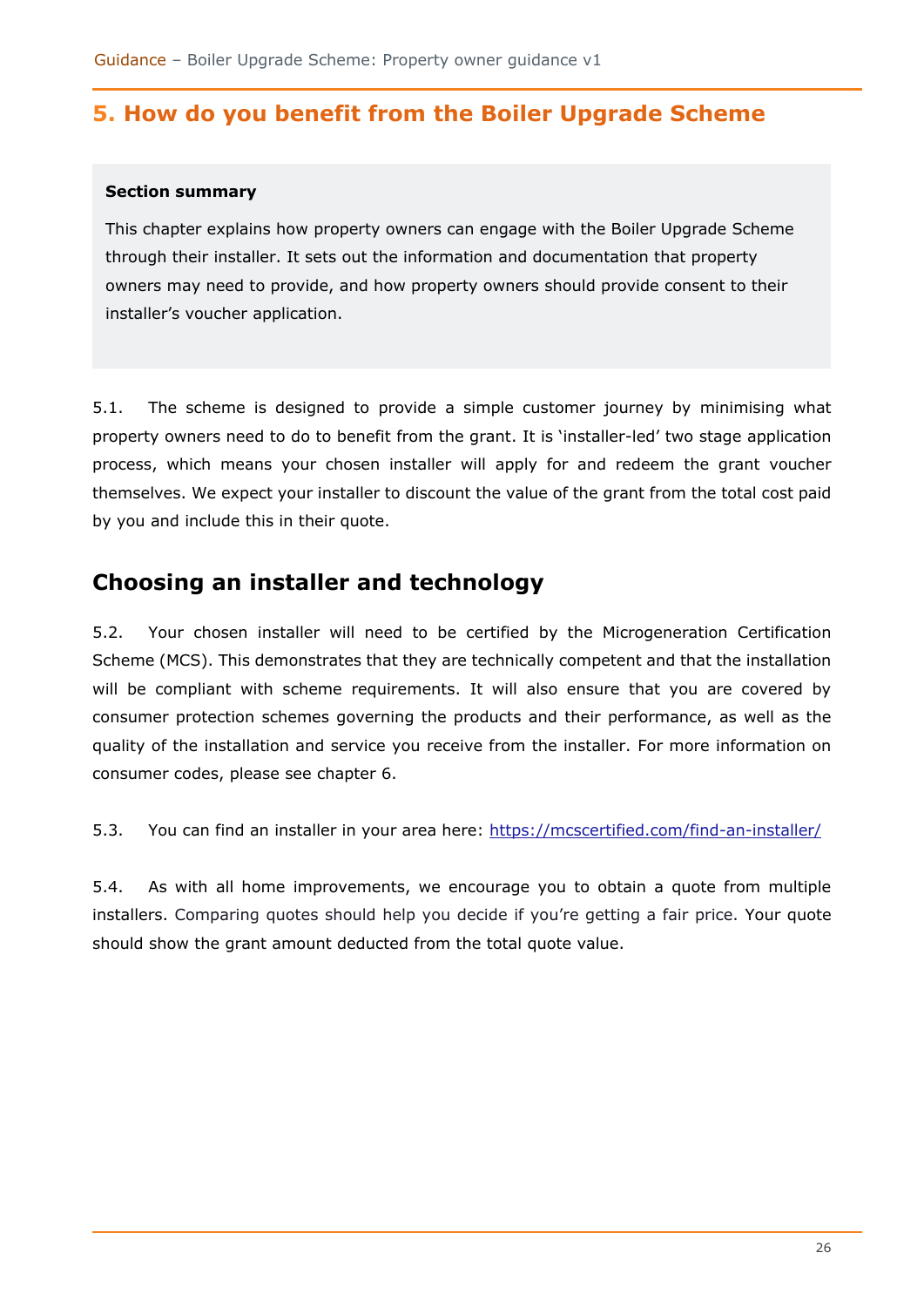## 5. How do you benefit from the Boiler Upgrade Scheme

**Section summary**

This chapter explains how property owners can engage with the Boiler Upgrade Scheme through their installer. It sets out the information and documentation that property owners may need to provide, and how property owners should provide consent to their installer's voucher application.

5.1. The scheme is designed to provide a simple customer journey by minimising what property owners need to do to benefit from the grant. It is 'installer-led' two stage application process, which means your chosen installer will apply for and redeem the grant voucher themselves. We expect your installer to discount the value of the grant from the total cost paid by you and include this in their quote.

### Choosing an installer and technology

5.2. Your chosen installer will need to be certified by the Microgeneration Certification Scheme (MCS). This demonstrates that they are technically competent and that the installation will be compliant with scheme requirements. It will also ensure that you are covered by consumer protection schemes governing the products and their performance, as well as the quality of the installation and service you receive from the installer. For more information on consumer codes, please see chapter 6.

5.3. You can find an installer in your area here: https://mcscertified.com/find-an-installer/

5.4. As with all home improvements, we encourage you to obtain a quote from multiple installers. Comparing quotes should help you decide if you're getting a fair price. Your quote should show the grant amount deducted from the total quote value.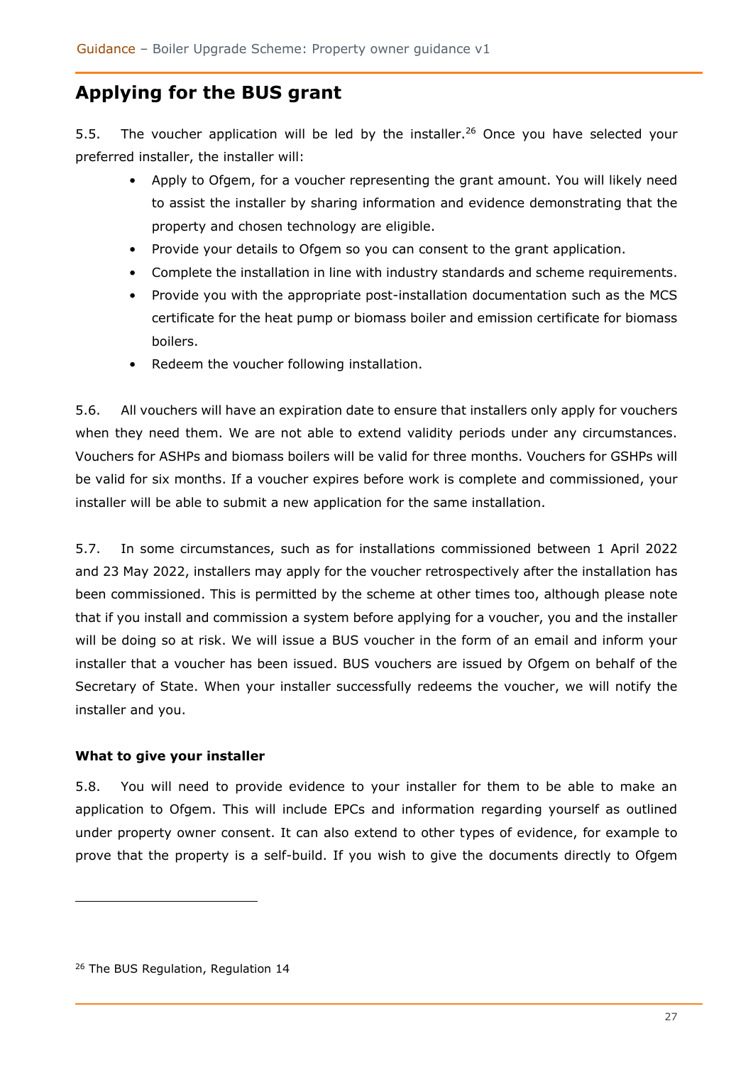## Applying for the BUS grant

5.5. The voucher application will be led by the installer.[26] Once you have selected your preferred installer, the installer will:

- Apply to Ofgem, for a voucher representing the grant amount. You will likely need to assist the installer by sharing information and evidence demonstrating that the property and chosen technology are eligible.
- Provide your details to Ofgem so you can consent to the grant application.
- Complete the installation in line with industry standards and scheme requirements.
- Provide you with the appropriate post-installation documentation such as the MCS certificate for the heat pump or biomass boiler and emission certificate for biomass boilers.
- Redeem the voucher following installation.

5.6. All vouchers will have an expiration date to ensure that installers only apply for vouchers when they need them. We are not able to extend validity periods under any circumstances. Vouchers for ASHPs and biomass boilers will be valid for three months. Vouchers for GSHPs will be valid for six months. If a voucher expires before work is complete and commissioned, your installer will be able to submit a new application for the same installation.

5.7. In some circumstances, such as for installations commissioned between 1 April 2022 and 23 May 2022, installers may apply for the voucher retrospectively after the installation has been commissioned. This is permitted by the scheme at other times too, although please note that if you install and commission a system before applying for a voucher, you and the installer will be doing so at risk. We will issue a BUS voucher in the form of an email and inform your installer that a voucher has been issued. BUS vouchers are issued by Ofgem on behalf of the Secretary of State. When your installer successfully redeems the voucher, we will notify the installer and you.

**What to give your installer**

5.8. You will need to provide evidence to your installer for them to be able to make an application to Ofgem. This will include EPCs and information regarding yourself as outlined under property owner consent. It can also extend to other types of evidence, for example to prove that the property is a self-build. If you wish to give the documents directly to Ofgem

[26] The BUS Regulation, Regulation 14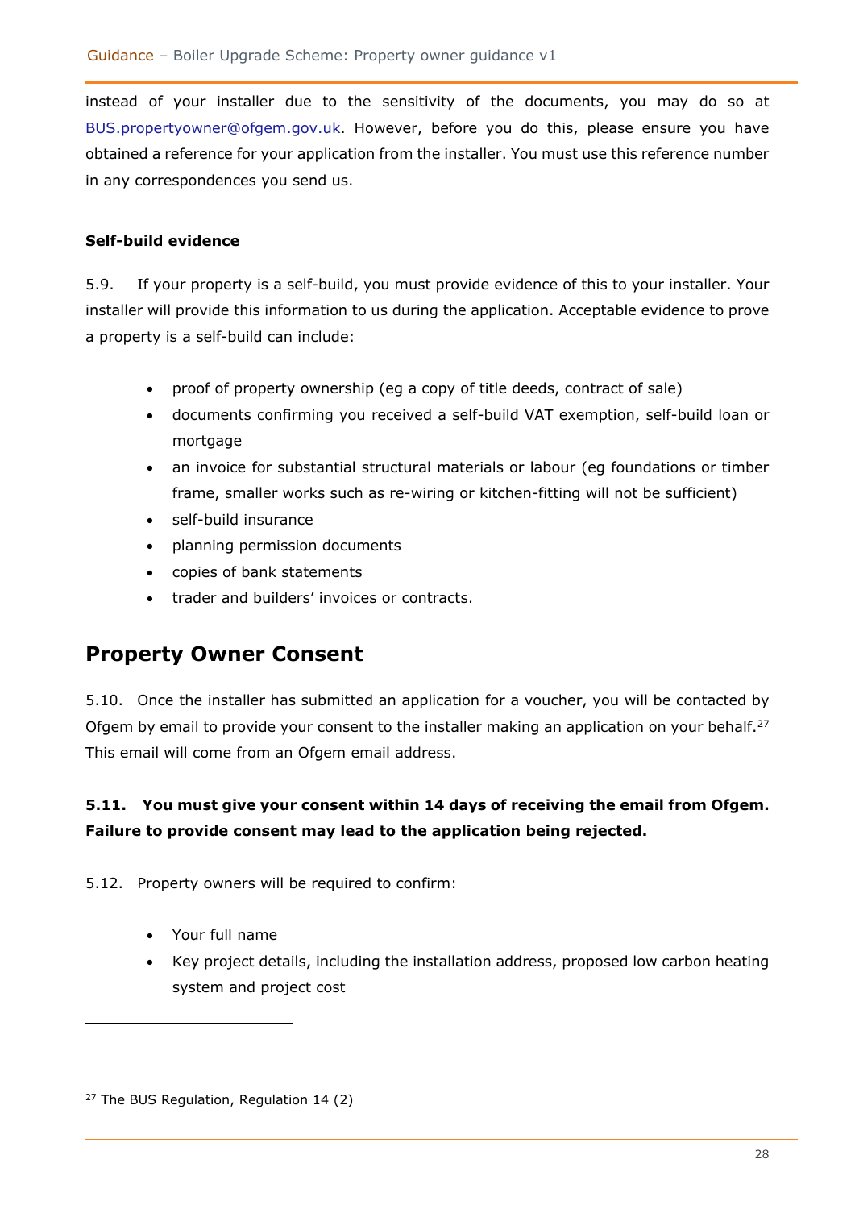instead of your installer due to the sensitivity of the documents, you may do so at BUS.propertyowner@ofgem.gov.uk. However, before you do this, please ensure you have obtained a reference for your application from the installer. You must use this reference number in any correspondences you send us.

**Self-build evidence**

5.9. If your property is a self-build, you must provide evidence of this to your installer. Your installer will provide this information to us during the application. Acceptable evidence to prove a property is a self-build can include:

- proof of property ownership (eg a copy of title deeds, contract of sale)
- documents confirming you received a self-build VAT exemption, self-build loan or mortgage
- an invoice for substantial structural materials or labour (eg foundations or timber frame, smaller works such as re-wiring or kitchen-fitting will not be sufficient)
- self-build insurance
- planning permission documents
- copies of bank statements
- trader and builders' invoices or contracts.

## Property Owner Consent

5.10. Once the installer has submitted an application for a voucher, you will be contacted by Ofgem by email to provide your consent to the installer making an application on your behalf.[27] This email will come from an Ofgem email address.

**5.11. You must give your consent within 14 days of receiving the email from Ofgem. Failure to provide consent may lead to the application being rejected.**

5.12. Property owners will be required to confirm:

- Your full name
- Key project details, including the installation address, proposed low carbon heating system and project cost

---

[27] The BUS Regulation, Regulation 14 (2)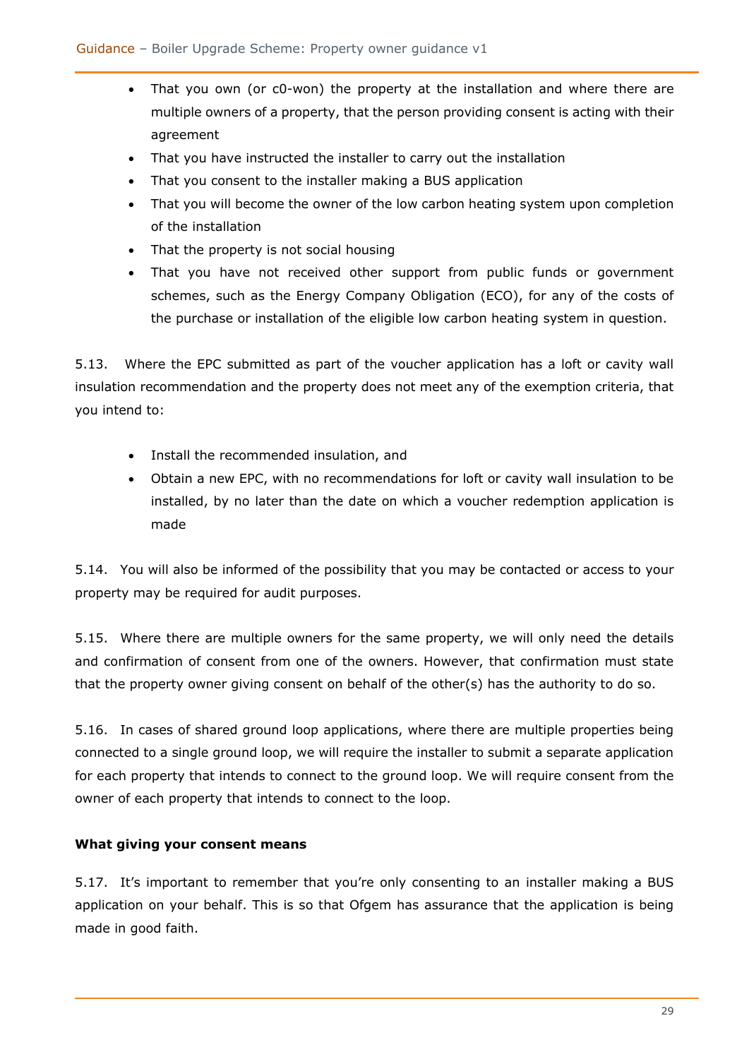- That you own (or c0-won) the property at the installation and where there are multiple owners of a property, that the person providing consent is acting with their agreement
- That you have instructed the installer to carry out the installation
- That you consent to the installer making a BUS application
- That you will become the owner of the low carbon heating system upon completion of the installation
- That the property is not social housing
- That you have not received other support from public funds or government schemes, such as the Energy Company Obligation (ECO), for any of the costs of the purchase or installation of the eligible low carbon heating system in question.

5.13. Where the EPC submitted as part of the voucher application has a loft or cavity wall insulation recommendation and the property does not meet any of the exemption criteria, that you intend to:

- Install the recommended insulation, and
- Obtain a new EPC, with no recommendations for loft or cavity wall insulation to be installed, by no later than the date on which a voucher redemption application is made

5.14. You will also be informed of the possibility that you may be contacted or access to your property may be required for audit purposes.

5.15. Where there are multiple owners for the same property, we will only need the details and confirmation of consent from one of the owners. However, that confirmation must state that the property owner giving consent on behalf of the other(s) has the authority to do so.

5.16. In cases of shared ground loop applications, where there are multiple properties being connected to a single ground loop, we will require the installer to submit a separate application for each property that intends to connect to the ground loop. We will require consent from the owner of each property that intends to connect to the loop.

**What giving your consent means**

5.17. It's important to remember that you're only consenting to an installer making a BUS application on your behalf. This is so that Ofgem has assurance that the application is being made in good faith.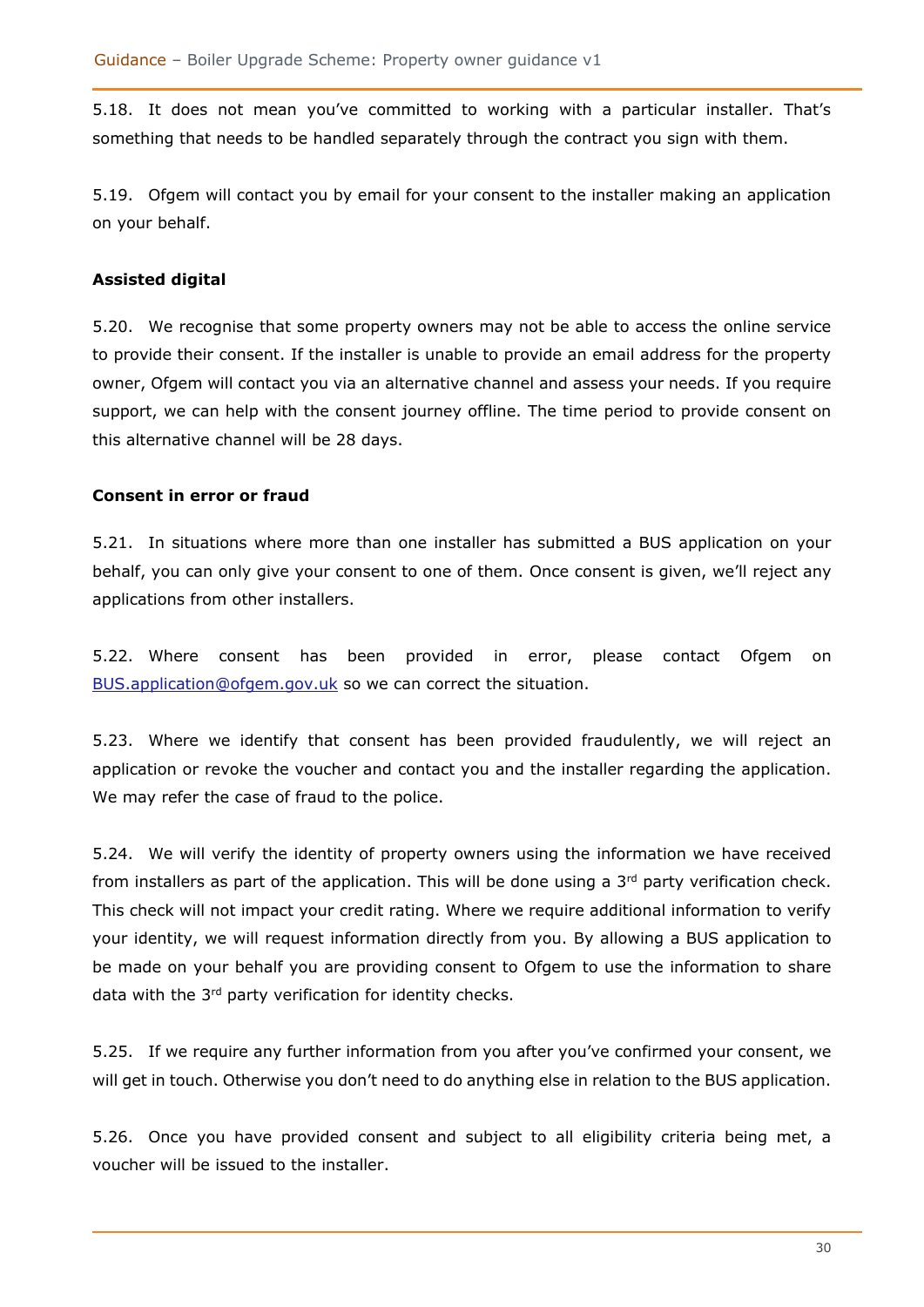5.18. It does not mean you've committed to working with a particular installer. That's something that needs to be handled separately through the contract you sign with them.

5.19. Ofgem will contact you by email for your consent to the installer making an application on your behalf.

**Assisted digital**

5.20. We recognise that some property owners may not be able to access the online service to provide their consent. If the installer is unable to provide an email address for the property owner, Ofgem will contact you via an alternative channel and assess your needs. If you require support, we can help with the consent journey offline. The time period to provide consent on this alternative channel will be 28 days.

**Consent in error or fraud**

5.21. In situations where more than one installer has submitted a BUS application on your behalf, you can only give your consent to one of them. Once consent is given, we'll reject any applications from other installers.

5.22. Where consent has been provided in error, please contact Ofgem on BUS.application@ofgem.gov.uk so we can correct the situation.

5.23. Where we identify that consent has been provided fraudulently, we will reject an application or revoke the voucher and contact you and the installer regarding the application. We may refer the case of fraud to the police.

5.24. We will verify the identity of property owners using the information we have received from installers as part of the application. This will be done using a 3rd party verification check. This check will not impact your credit rating. Where we require additional information to verify your identity, we will request information directly from you. By allowing a BUS application to be made on your behalf you are providing consent to Ofgem to use the information to share data with the 3rd party verification for identity checks.

5.25. If we require any further information from you after you've confirmed your consent, we will get in touch. Otherwise you don't need to do anything else in relation to the BUS application.

5.26. Once you have provided consent and subject to all eligibility criteria being met, a voucher will be issued to the installer.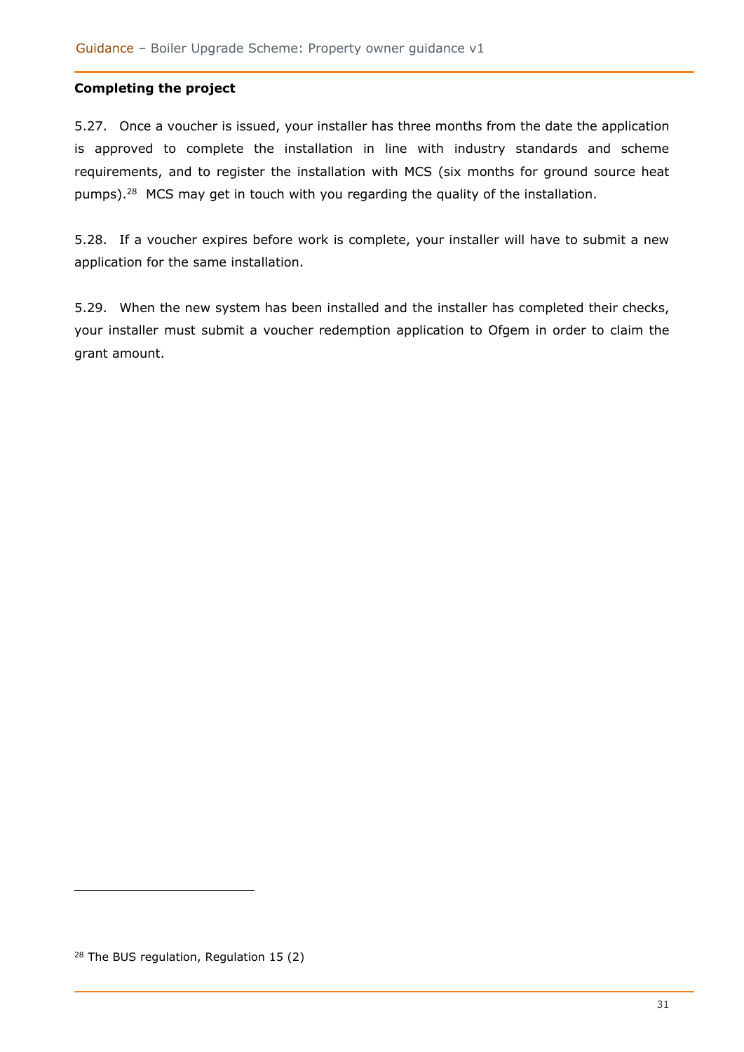**Completing the project**

5.27. Once a voucher is issued, your installer has three months from the date the application is approved to complete the installation in line with industry standards and scheme requirements, and to register the installation with MCS (six months for ground source heat pumps).[28] MCS may get in touch with you regarding the quality of the installation.

5.28. If a voucher expires before work is complete, your installer will have to submit a new application for the same installation.

5.29. When the new system has been installed and the installer has completed their checks, your installer must submit a voucher redemption application to Ofgem in order to claim the grant amount.

[28] The BUS regulation, Regulation 15 (2)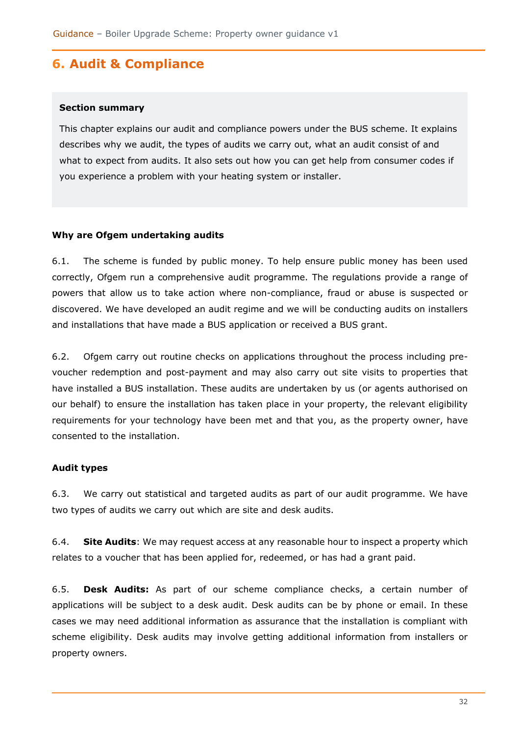## 6. Audit & Compliance

**Section summary**

This chapter explains our audit and compliance powers under the BUS scheme. It explains describes why we audit, the types of audits we carry out, what an audit consist of and what to expect from audits. It also sets out how you can get help from consumer codes if you experience a problem with your heating system or installer.

**Why are Ofgem undertaking audits**

6.1. The scheme is funded by public money. To help ensure public money has been used correctly, Ofgem run a comprehensive audit programme. The regulations provide a range of powers that allow us to take action where non-compliance, fraud or abuse is suspected or discovered. We have developed an audit regime and we will be conducting audits on installers and installations that have made a BUS application or received a BUS grant.

6.2. Ofgem carry out routine checks on applications throughout the process including pre-voucher redemption and post-payment and may also carry out site visits to properties that have installed a BUS installation. These audits are undertaken by us (or agents authorised on our behalf) to ensure the installation has taken place in your property, the relevant eligibility requirements for your technology have been met and that you, as the property owner, have consented to the installation.

**Audit types**

6.3. We carry out statistical and targeted audits as part of our audit programme. We have two types of audits we carry out which are site and desk audits.

6.4. **Site Audits**: We may request access at any reasonable hour to inspect a property which relates to a voucher that has been applied for, redeemed, or has had a grant paid.

6.5. **Desk Audits:** As part of our scheme compliance checks, a certain number of applications will be subject to a desk audit. Desk audits can be by phone or email. In these cases we may need additional information as assurance that the installation is compliant with scheme eligibility. Desk audits may involve getting additional information from installers or property owners.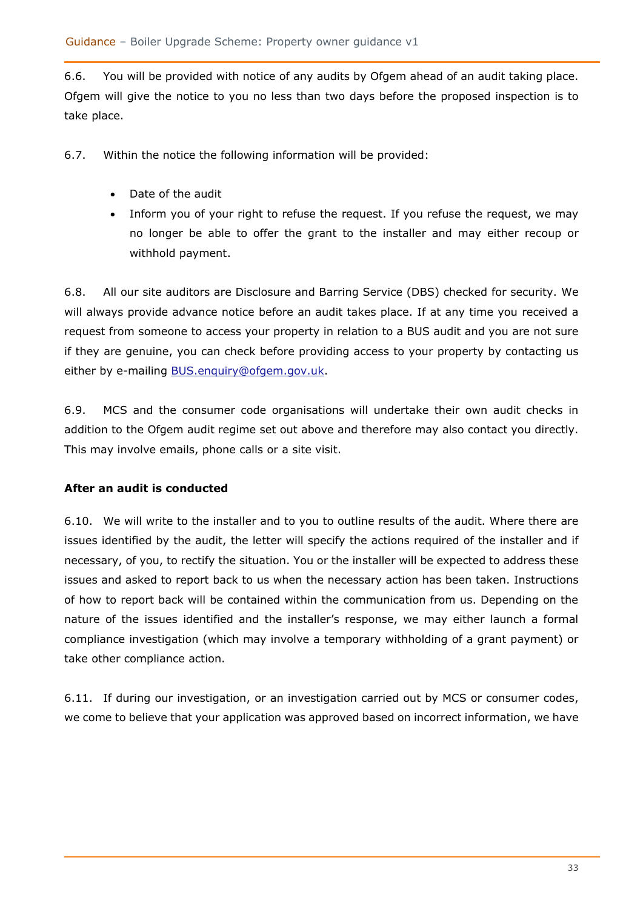6.6. You will be provided with notice of any audits by Ofgem ahead of an audit taking place. Ofgem will give the notice to you no less than two days before the proposed inspection is to take place.

6.7. Within the notice the following information will be provided:

- Date of the audit
- Inform you of your right to refuse the request. If you refuse the request, we may no longer be able to offer the grant to the installer and may either recoup or withhold payment.

6.8. All our site auditors are Disclosure and Barring Service (DBS) checked for security. We will always provide advance notice before an audit takes place. If at any time you received a request from someone to access your property in relation to a BUS audit and you are not sure if they are genuine, you can check before providing access to your property by contacting us either by e-mailing [BUS.enquiry@ofgem.gov.uk](mailto:BUS.enquiry@ofgem.gov.uk).

6.9. MCS and the consumer code organisations will undertake their own audit checks in addition to the Ofgem audit regime set out above and therefore may also contact you directly. This may involve emails, phone calls or a site visit.

**After an audit is conducted**

6.10. We will write to the installer and to you to outline results of the audit. Where there are issues identified by the audit, the letter will specify the actions required of the installer and if necessary, of you, to rectify the situation. You or the installer will be expected to address these issues and asked to report back to us when the necessary action has been taken. Instructions of how to report back will be contained within the communication from us. Depending on the nature of the issues identified and the installer's response, we may either launch a formal compliance investigation (which may involve a temporary withholding of a grant payment) or take other compliance action.

6.11. If during our investigation, or an investigation carried out by MCS or consumer codes, we come to believe that your application was approved based on incorrect information, we have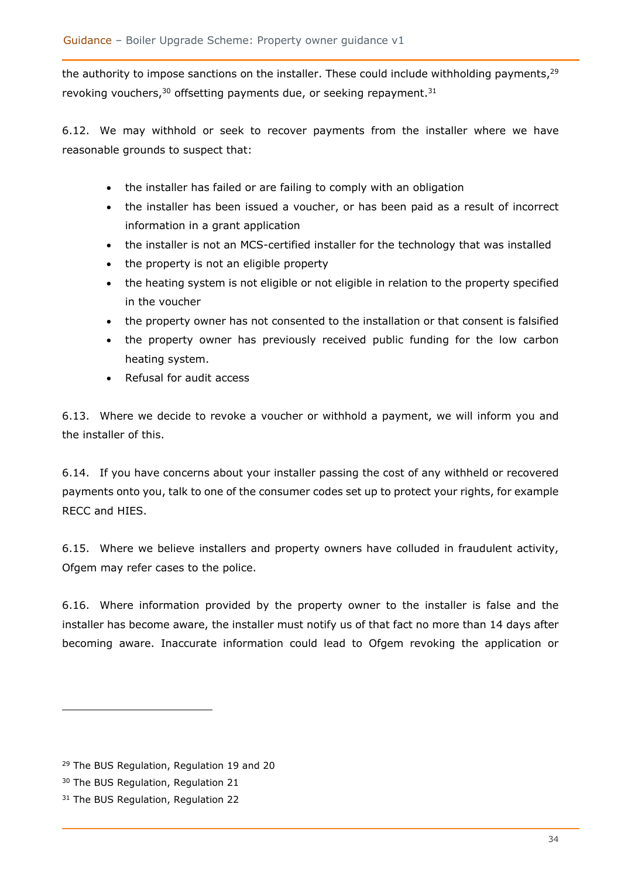the authority to impose sanctions on the installer. These could include withholding payments,[29] revoking vouchers,[30] offsetting payments due, or seeking repayment.[31]

6.12. We may withhold or seek to recover payments from the installer where we have reasonable grounds to suspect that:

- the installer has failed or are failing to comply with an obligation
- the installer has been issued a voucher, or has been paid as a result of incorrect information in a grant application
- the installer is not an MCS-certified installer for the technology that was installed
- the property is not an eligible property
- the heating system is not eligible or not eligible in relation to the property specified in the voucher
- the property owner has not consented to the installation or that consent is falsified
- the property owner has previously received public funding for the low carbon heating system.
- Refusal for audit access

6.13. Where we decide to revoke a voucher or withhold a payment, we will inform you and the installer of this.

6.14. If you have concerns about your installer passing the cost of any withheld or recovered payments onto you, talk to one of the consumer codes set up to protect your rights, for example RECC and HIES.

6.15. Where we believe installers and property owners have colluded in fraudulent activity, Ofgem may refer cases to the police.

6.16. Where information provided by the property owner to the installer is false and the installer has become aware, the installer must notify us of that fact no more than 14 days after becoming aware. Inaccurate information could lead to Ofgem revoking the application or

---

[29] The BUS Regulation, Regulation 19 and 20

[30] The BUS Regulation, Regulation 21

[31] The BUS Regulation, Regulation 22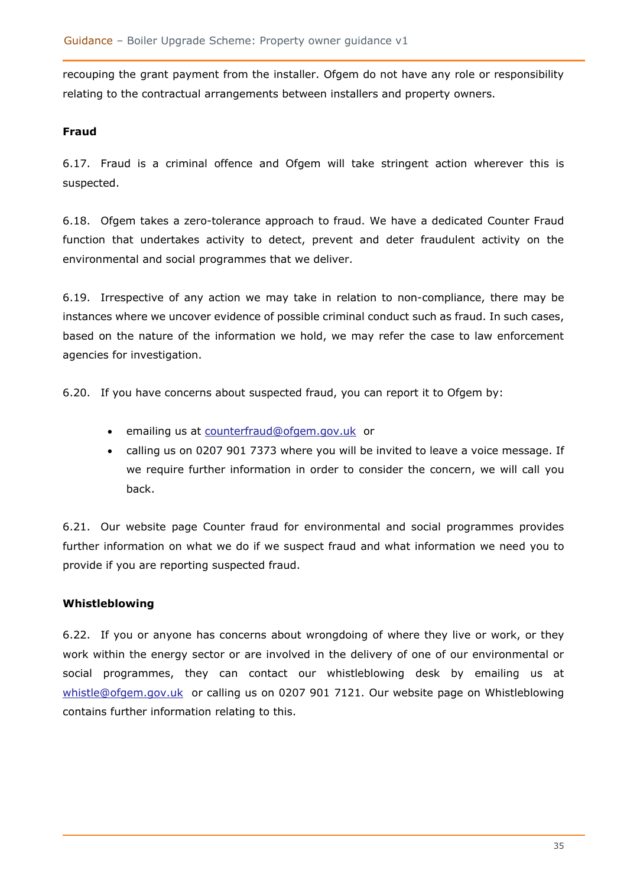recouping the grant payment from the installer. Ofgem do not have any role or responsibility relating to the contractual arrangements between installers and property owners.

**Fraud**

6.17. Fraud is a criminal offence and Ofgem will take stringent action wherever this is suspected.

6.18. Ofgem takes a zero-tolerance approach to fraud. We have a dedicated Counter Fraud function that undertakes activity to detect, prevent and deter fraudulent activity on the environmental and social programmes that we deliver.

6.19. Irrespective of any action we may take in relation to non-compliance, there may be instances where we uncover evidence of possible criminal conduct such as fraud. In such cases, based on the nature of the information we hold, we may refer the case to law enforcement agencies for investigation.

6.20. If you have concerns about suspected fraud, you can report it to Ofgem by:

- emailing us at counterfraud@ofgem.gov.uk or
- calling us on 0207 901 7373 where you will be invited to leave a voice message. If we require further information in order to consider the concern, we will call you back.

6.21. Our website page Counter fraud for environmental and social programmes provides further information on what we do if we suspect fraud and what information we need you to provide if you are reporting suspected fraud.

**Whistleblowing**

6.22. If you or anyone has concerns about wrongdoing of where they live or work, or they work within the energy sector or are involved in the delivery of one of our environmental or social programmes, they can contact our whistleblowing desk by emailing us at whistle@ofgem.gov.uk or calling us on 0207 901 7121. Our website page on Whistleblowing contains further information relating to this.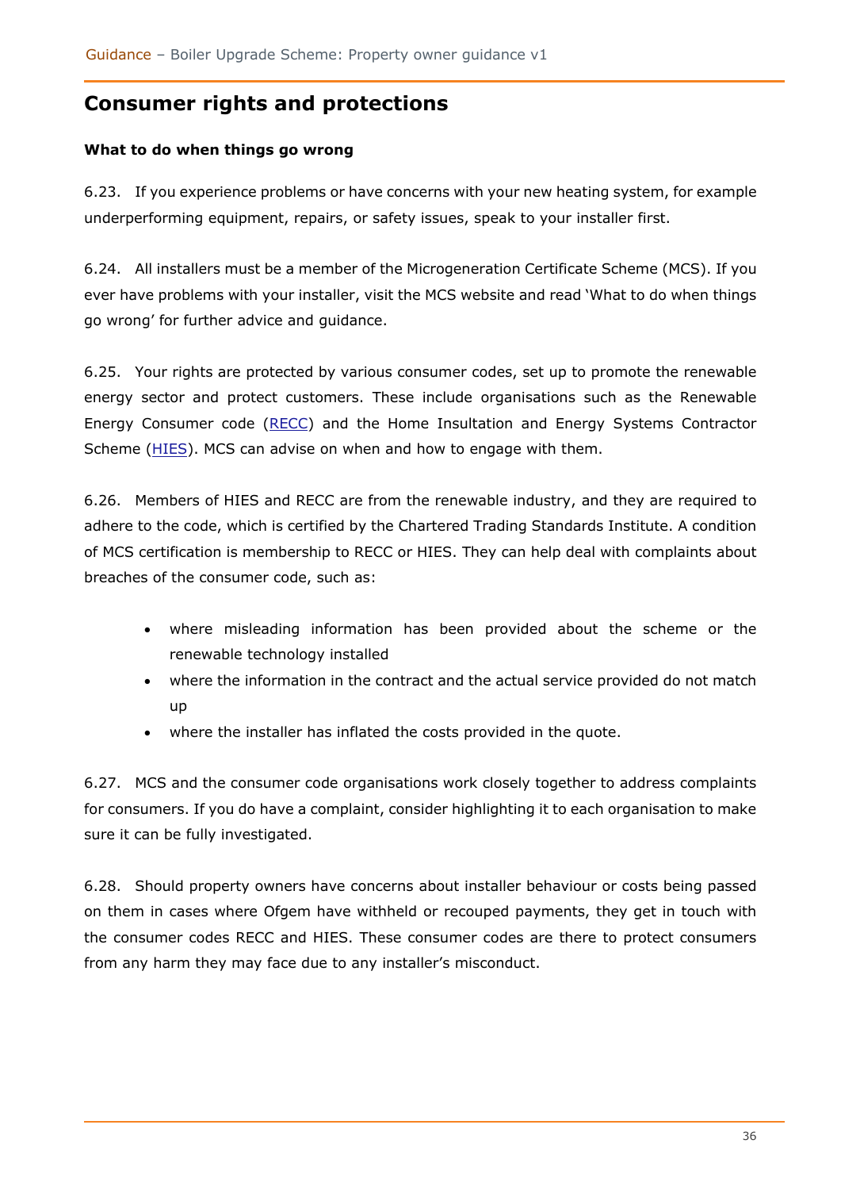## Consumer rights and protections

### What to do when things go wrong

6.23. If you experience problems or have concerns with your new heating system, for example underperforming equipment, repairs, or safety issues, speak to your installer first.

6.24. All installers must be a member of the Microgeneration Certificate Scheme (MCS). If you ever have problems with your installer, visit the MCS website and read 'What to do when things go wrong' for further advice and guidance.

6.25. Your rights are protected by various consumer codes, set up to promote the renewable energy sector and protect customers. These include organisations such as the Renewable Energy Consumer code (RECC) and the Home Insultation and Energy Systems Contractor Scheme (HIES). MCS can advise on when and how to engage with them.

6.26. Members of HIES and RECC are from the renewable industry, and they are required to adhere to the code, which is certified by the Chartered Trading Standards Institute. A condition of MCS certification is membership to RECC or HIES. They can help deal with complaints about breaches of the consumer code, such as:

- where misleading information has been provided about the scheme or the renewable technology installed
- where the information in the contract and the actual service provided do not match up
- where the installer has inflated the costs provided in the quote.

6.27. MCS and the consumer code organisations work closely together to address complaints for consumers. If you do have a complaint, consider highlighting it to each organisation to make sure it can be fully investigated.

6.28. Should property owners have concerns about installer behaviour or costs being passed on them in cases where Ofgem have withheld or recouped payments, they get in touch with the consumer codes RECC and HIES. These consumer codes are there to protect consumers from any harm they may face due to any installer's misconduct.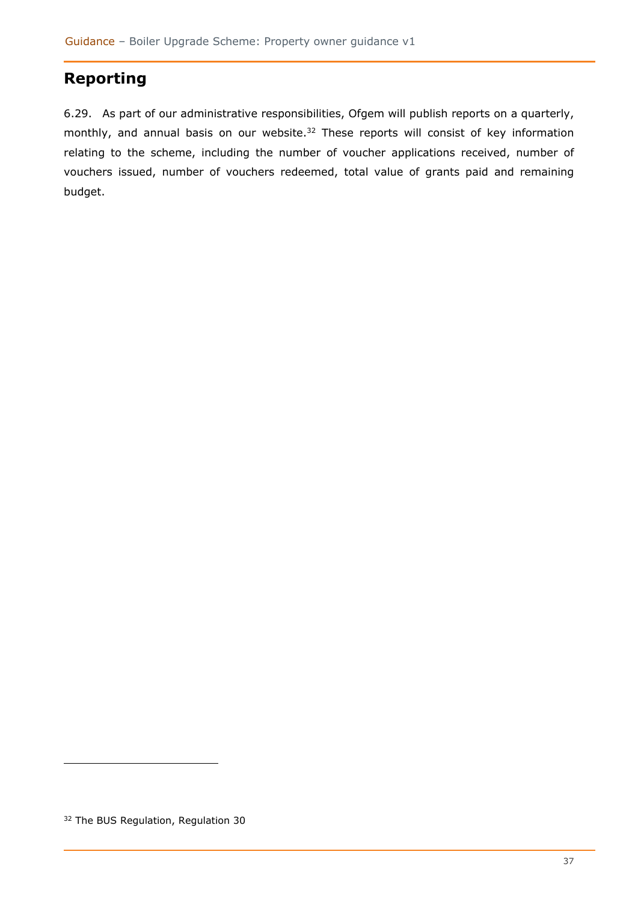## Reporting

6.29. As part of our administrative responsibilities, Ofgem will publish reports on a quarterly, monthly, and annual basis on our website.[32] These reports will consist of key information relating to the scheme, including the number of voucher applications received, number of vouchers issued, number of vouchers redeemed, total value of grants paid and remaining budget.

[32] The BUS Regulation, Regulation 30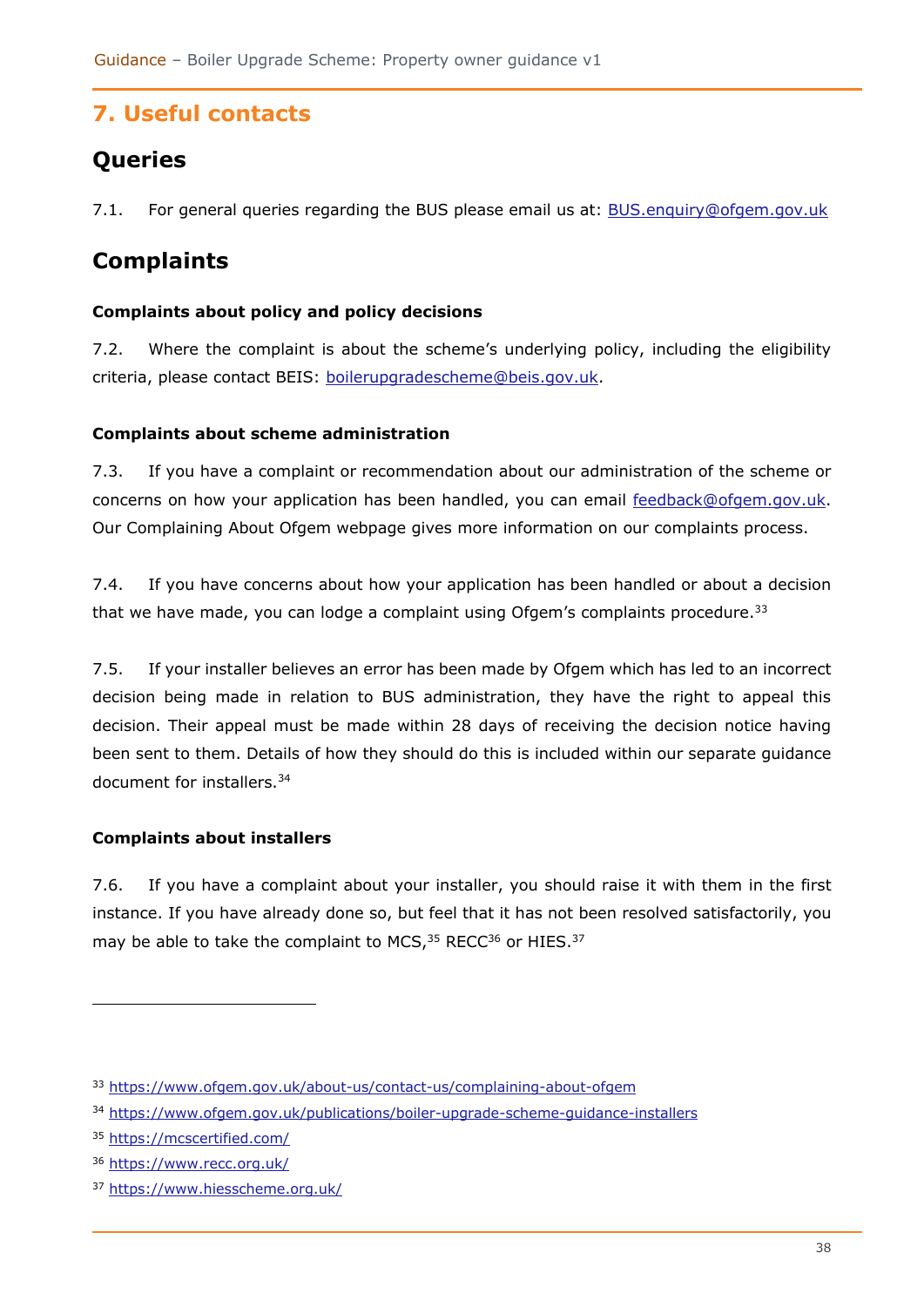## 7. Useful contacts

### Queries

7.1. For general queries regarding the BUS please email us at: BUS.enquiry@ofgem.gov.uk

### Complaints

**Complaints about policy and policy decisions**

7.2. Where the complaint is about the scheme's underlying policy, including the eligibility criteria, please contact BEIS: boilerupgradescheme@beis.gov.uk.

**Complaints about scheme administration**

7.3. If you have a complaint or recommendation about our administration of the scheme or concerns on how your application has been handled, you can email feedback@ofgem.gov.uk. Our Complaining About Ofgem webpage gives more information on our complaints process.

7.4. If you have concerns about how your application has been handled or about a decision that we have made, you can lodge a complaint using Ofgem's complaints procedure.[33]

7.5. If your installer believes an error has been made by Ofgem which has led to an incorrect decision being made in relation to BUS administration, they have the right to appeal this decision. Their appeal must be made within 28 days of receiving the decision notice having been sent to them. Details of how they should do this is included within our separate guidance document for installers.[34]

**Complaints about installers**

7.6. If you have a complaint about your installer, you should raise it with them in the first instance. If you have already done so, but feel that it has not been resolved satisfactorily, you may be able to take the complaint to MCS,[35] RECC[36] or HIES.[37]

---

[33] https://www.ofgem.gov.uk/about-us/contact-us/complaining-about-ofgem

[34] https://www.ofgem.gov.uk/publications/boiler-upgrade-scheme-guidance-installers

[35] https://mcscertified.com/

[36] https://www.recc.org.uk/

[37] https://www.hiesscheme.org.uk/